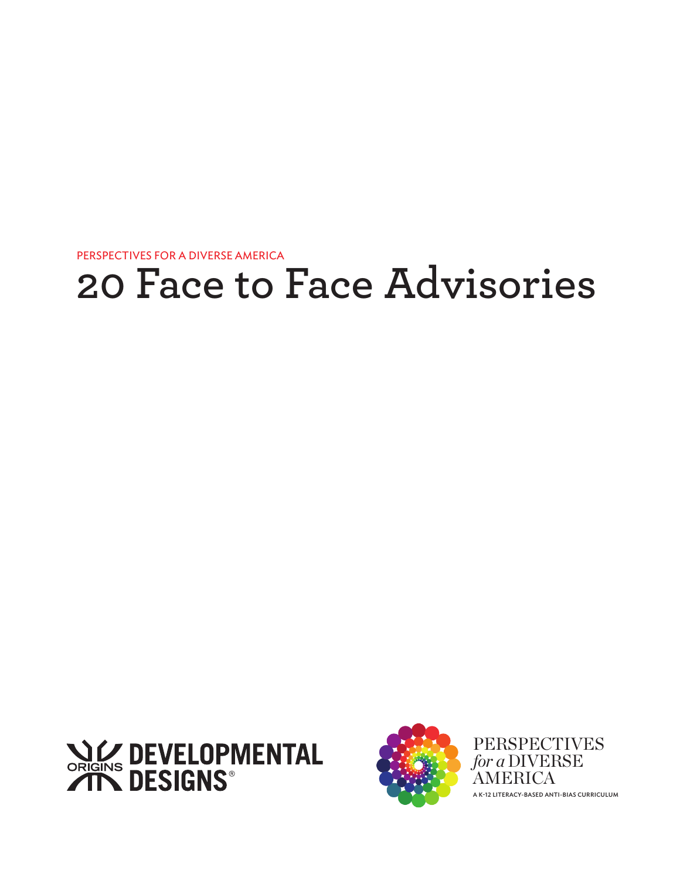PERSPECTIVES FOR A DIVERSE AMERICA

# 20 Face to Face Advisories

ORIGINS DEVELOPMENTAL DESIGNS®

PERSPECTIVES *for a* DIVERSE AMERICA

A K-12 LITERACY-BASED ANTI-BIAS CURRICULUM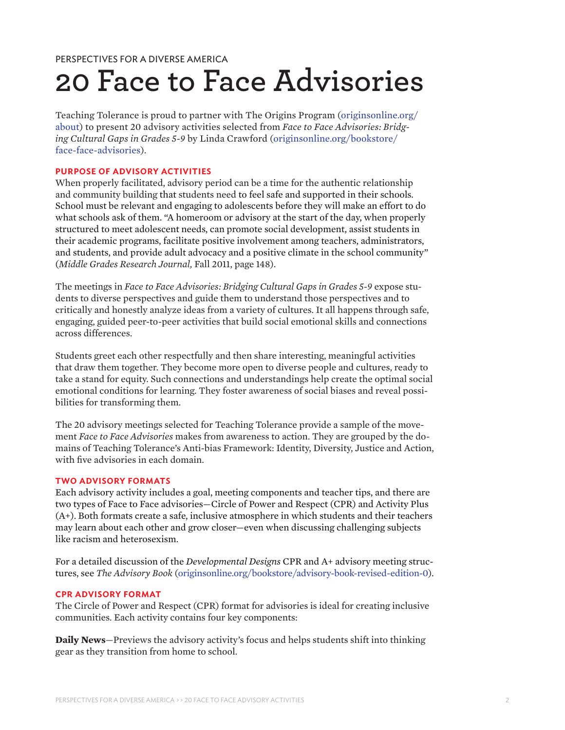PERSPECTIVES FOR A DIVERSE AMERICA

# 20 Face to Face Advisories

Teaching Tolerance is proud to partner with The Origins Program (originsonline.org/about) to present 20 advisory activities selected from *Face to Face Advisories: Bridging Cultural Gaps in Grades 5-9* by Linda Crawford (originsonline.org/bookstore/face-face-advisories).

## PURPOSE OF ADVISORY ACTIVITIES

When properly facilitated, advisory period can be a time for the authentic relationship and community building that students need to feel safe and supported in their schools. School must be relevant and engaging to adolescents before they will make an effort to do what schools ask of them. "A homeroom or advisory at the start of the day, when properly structured to meet adolescent needs, can promote social development, assist students in their academic programs, facilitate positive involvement among teachers, administrators, and students, and provide adult advocacy and a positive climate in the school community" (*Middle Grades Research Journal,* Fall 2011, page 148).

The meetings in *Face to Face Advisories: Bridging Cultural Gaps in Grades 5-9* expose students to diverse perspectives and guide them to understand those perspectives and to critically and honestly analyze ideas from a variety of cultures. It all happens through safe, engaging, guided peer-to-peer activities that build social emotional skills and connections across differences.

Students greet each other respectfully and then share interesting, meaningful activities that draw them together. They become more open to diverse people and cultures, ready to take a stand for equity. Such connections and understandings help create the optimal social emotional conditions for learning. They foster awareness of social biases and reveal possibilities for transforming them.

The 20 advisory meetings selected for Teaching Tolerance provide a sample of the movement *Face to Face Advisories* makes from awareness to action. They are grouped by the domains of Teaching Tolerance's Anti-bias Framework: Identity, Diversity, Justice and Action, with five advisories in each domain.

## TWO ADVISORY FORMATS

Each advisory activity includes a goal, meeting components and teacher tips, and there are two types of Face to Face advisories—Circle of Power and Respect (CPR) and Activity Plus (A+). Both formats create a safe, inclusive atmosphere in which students and their teachers may learn about each other and grow closer—even when discussing challenging subjects like racism and heterosexism.

For a detailed discussion of the *Developmental Designs* CPR and A+ advisory meeting structures, see *The Advisory Book* (originsonline.org/bookstore/advisory-book-revised-edition-0).

## CPR ADVISORY FORMAT

The Circle of Power and Respect (CPR) format for advisories is ideal for creating inclusive communities. Each activity contains four key components:

**Daily News**—Previews the advisory activity's focus and helps students shift into thinking gear as they transition from home to school.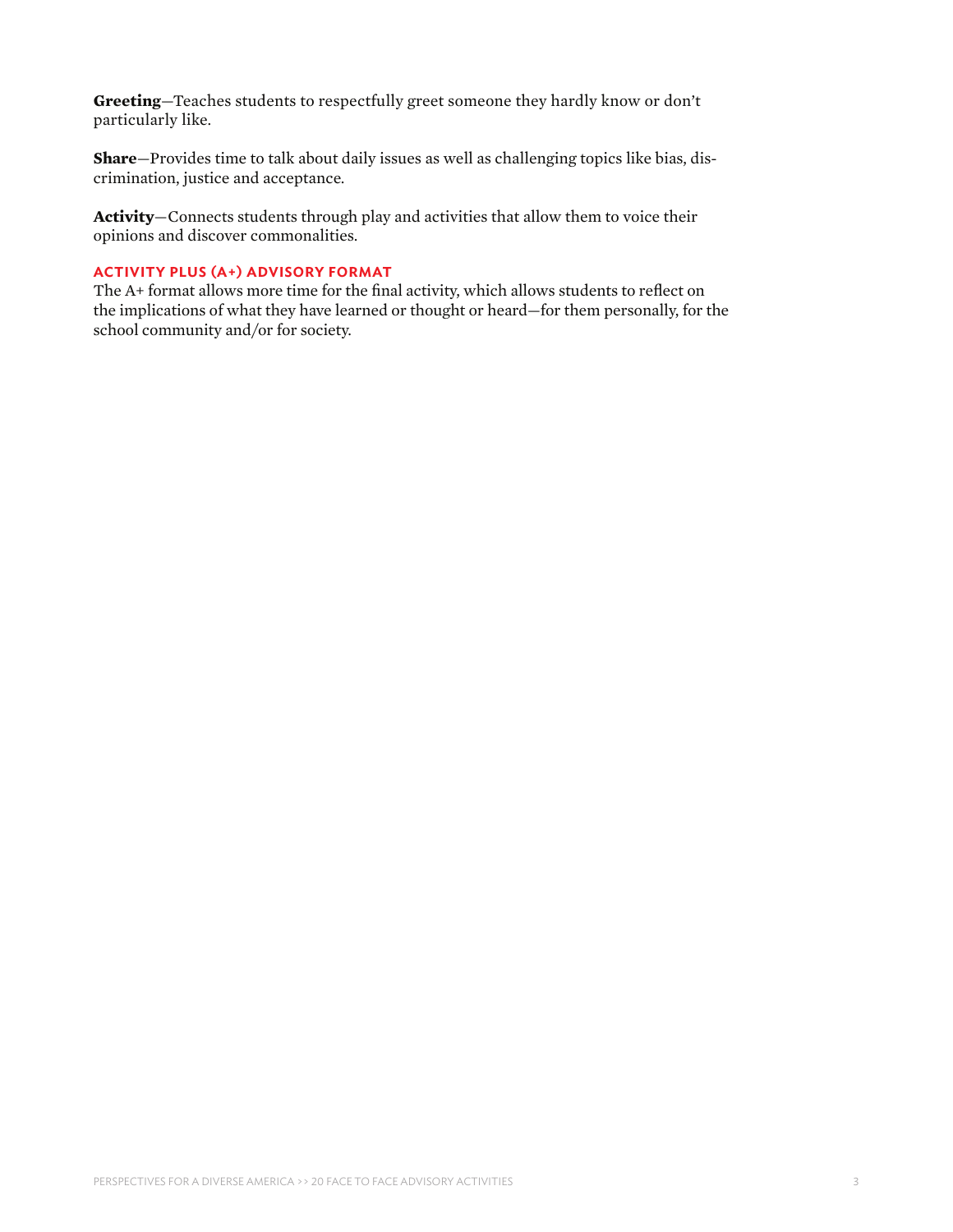**Greeting**—Teaches students to respectfully greet someone they hardly know or don't particularly like.

**Share**—Provides time to talk about daily issues as well as challenging topics like bias, discrimination, justice and acceptance.

**Activity**—Connects students through play and activities that allow them to voice their opinions and discover commonalities.

### ACTIVITY PLUS (A+) ADVISORY FORMAT

The A+ format allows more time for the final activity, which allows students to reflect on the implications of what they have learned or thought or heard—for them personally, for the school community and/or for society.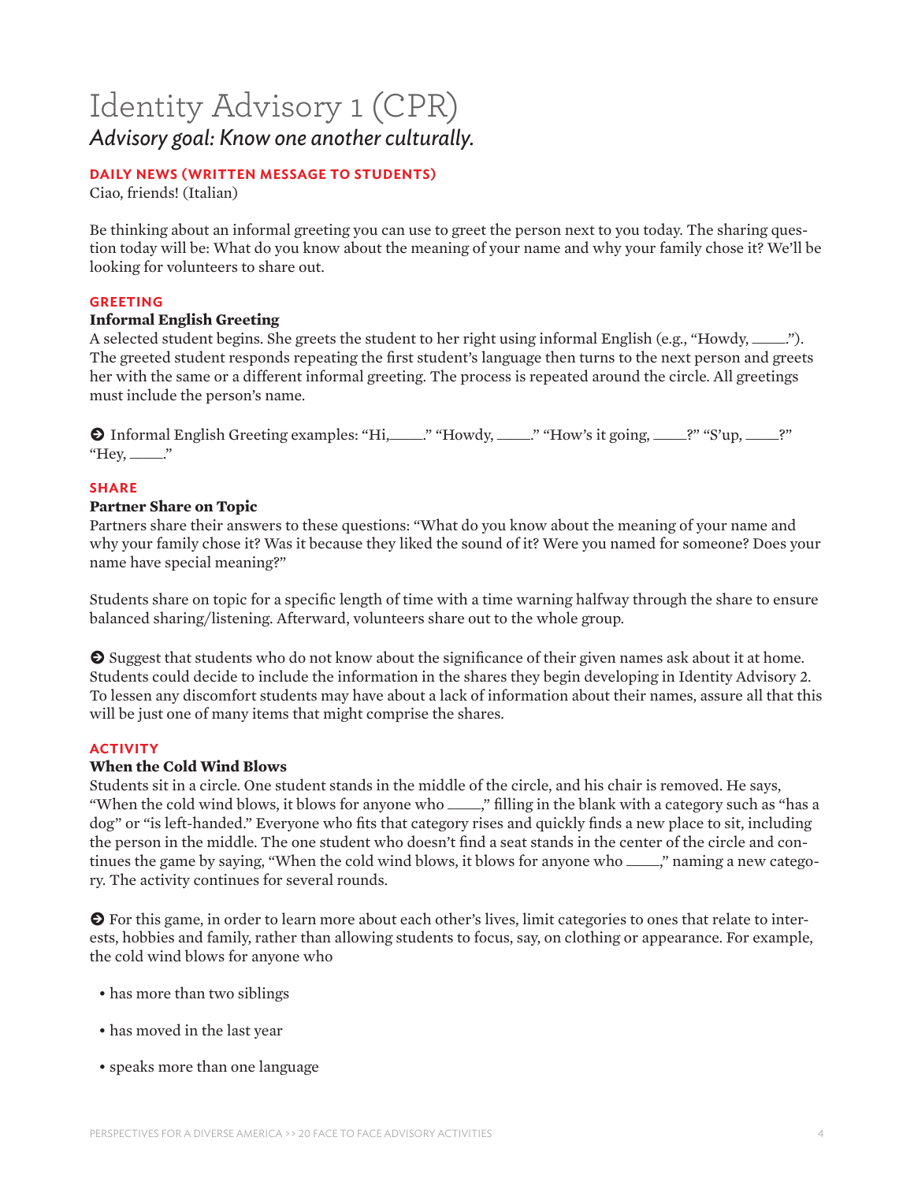# Identity Advisory 1 (CPR)

## *Advisory goal: Know one another culturally.*

### DAILY NEWS (WRITTEN MESSAGE TO STUDENTS)

Ciao, friends! (Italian)

Be thinking about an informal greeting you can use to greet the person next to you today. The sharing question today will be: What do you know about the meaning of your name and why your family chose it? We'll be looking for volunteers to share out.

### GREETING

**Informal English Greeting**

A selected student begins. She greets the student to her right using informal English (e.g., "Howdy, ____."). The greeted student responds repeating the first student's language then turns to the next person and greets her with the same or a different informal greeting. The process is repeated around the circle. All greetings must include the person's name.

➔ Informal English Greeting examples: "Hi,____." "Howdy, ____." "How's it going, ____?" "S'up, ____?" "Hey, ____."

### SHARE

**Partner Share on Topic**

Partners share their answers to these questions: "What do you know about the meaning of your name and why your family chose it? Was it because they liked the sound of it? Were you named for someone? Does your name have special meaning?"

Students share on topic for a specific length of time with a time warning halfway through the share to ensure balanced sharing/listening. Afterward, volunteers share out to the whole group.

➔ Suggest that students who do not know about the significance of their given names ask about it at home. Students could decide to include the information in the shares they begin developing in Identity Advisory 2. To lessen any discomfort students may have about a lack of information about their names, assure all that this will be just one of many items that might comprise the shares.

### ACTIVITY

**When the Cold Wind Blows**

Students sit in a circle. One student stands in the middle of the circle, and his chair is removed. He says, "When the cold wind blows, it blows for anyone who ____," filling in the blank with a category such as "has a dog" or "is left-handed." Everyone who fits that category rises and quickly finds a new place to sit, including the person in the middle. The one student who doesn't find a seat stands in the center of the circle and continues the game by saying, "When the cold wind blows, it blows for anyone who ____," naming a new category. The activity continues for several rounds.

➔ For this game, in order to learn more about each other's lives, limit categories to ones that relate to interests, hobbies and family, rather than allowing students to focus, say, on clothing or appearance. For example, the cold wind blows for anyone who

- has more than two siblings
- has moved in the last year
- speaks more than one language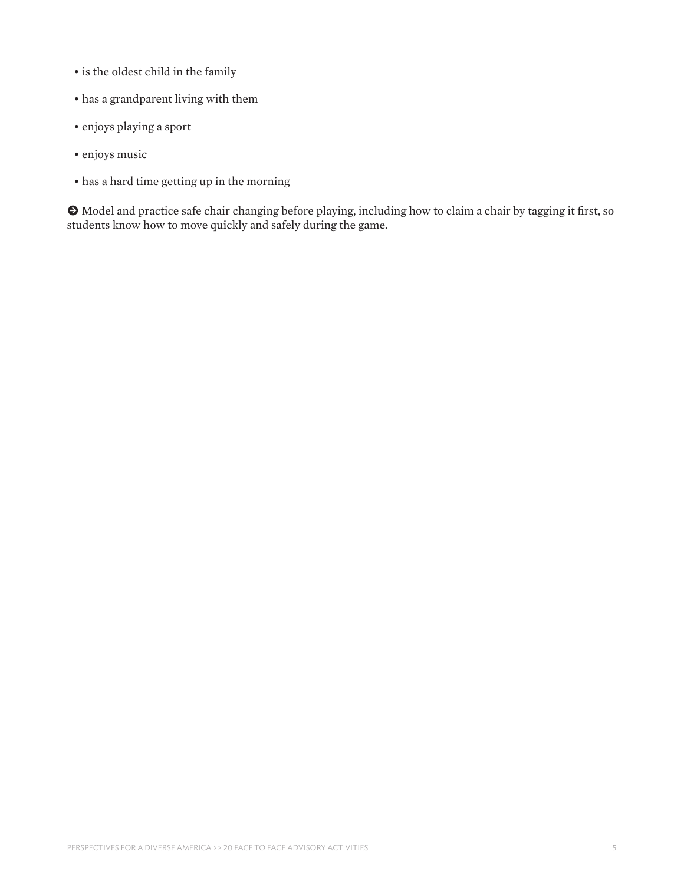- is the oldest child in the family
- has a grandparent living with them
- enjoys playing a sport
- enjoys music
- has a hard time getting up in the morning

➔ Model and practice safe chair changing before playing, including how to claim a chair by tagging it first, so students know how to move quickly and safely during the game.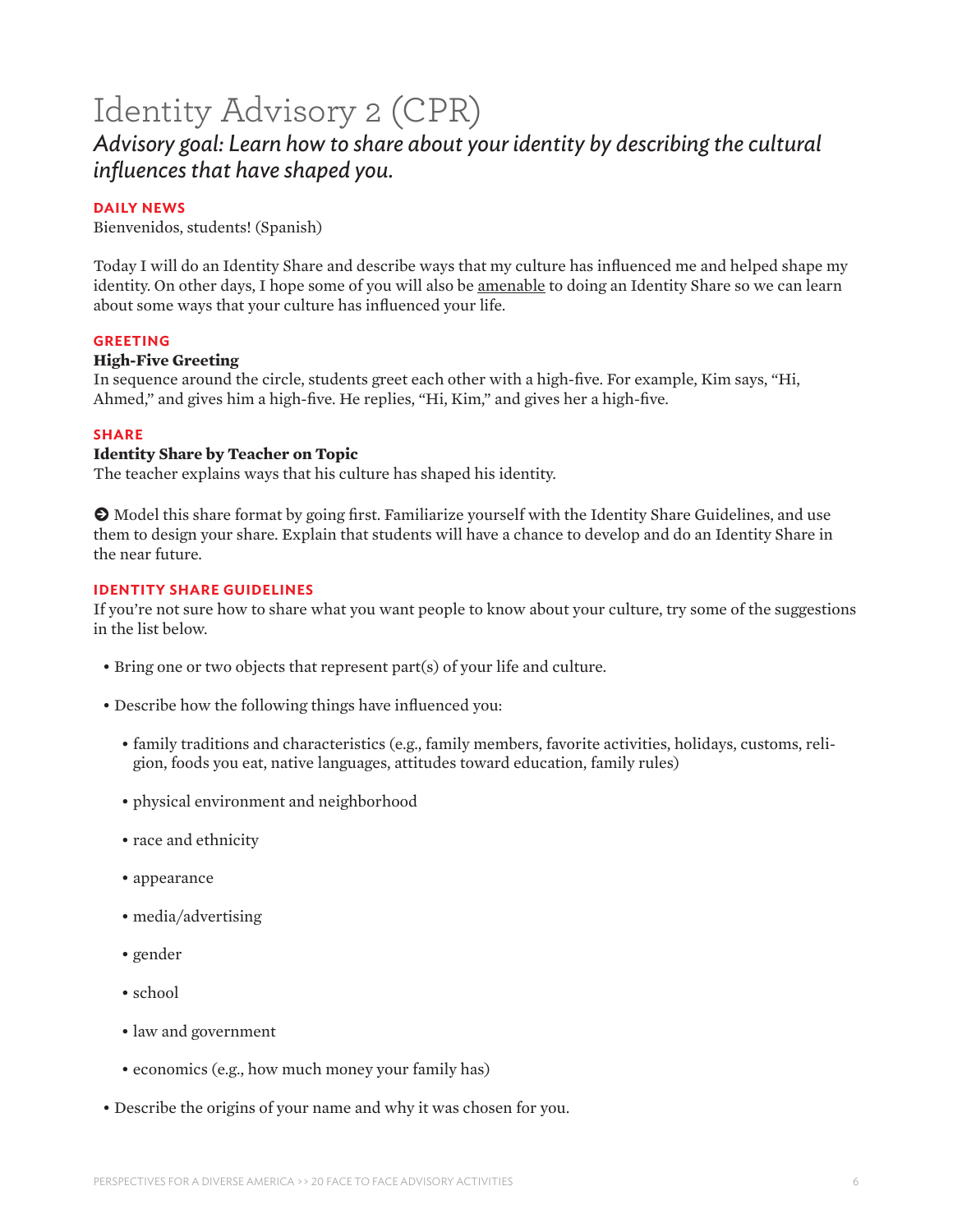# Identity Advisory 2 (CPR)

## *Advisory goal: Learn how to share about your identity by describing the cultural influences that have shaped you.*

### DAILY NEWS

Bienvenidos, students! (Spanish)

Today I will do an Identity Share and describe ways that my culture has influenced me and helped shape my identity. On other days, I hope some of you will also be <u>amenable</u> to doing an Identity Share so we can learn about some ways that your culture has influenced your life.

### GREETING

**High-Five Greeting**

In sequence around the circle, students greet each other with a high-five. For example, Kim says, "Hi, Ahmed," and gives him a high-five. He replies, "Hi, Kim," and gives her a high-five.

### SHARE

**Identity Share by Teacher on Topic**

The teacher explains ways that his culture has shaped his identity.

➔ Model this share format by going first. Familiarize yourself with the Identity Share Guidelines, and use them to design your share. Explain that students will have a chance to develop and do an Identity Share in the near future.

### IDENTITY SHARE GUIDELINES

If you're not sure how to share what you want people to know about your culture, try some of the suggestions in the list below.

- Bring one or two objects that represent part(s) of your life and culture.
- Describe how the following things have influenced you:
  - family traditions and characteristics (e.g., family members, favorite activities, holidays, customs, religion, foods you eat, native languages, attitudes toward education, family rules)
  - physical environment and neighborhood
  - race and ethnicity
  - appearance
  - media/advertising
  - gender
  - school
  - law and government
  - economics (e.g., how much money your family has)
- Describe the origins of your name and why it was chosen for you.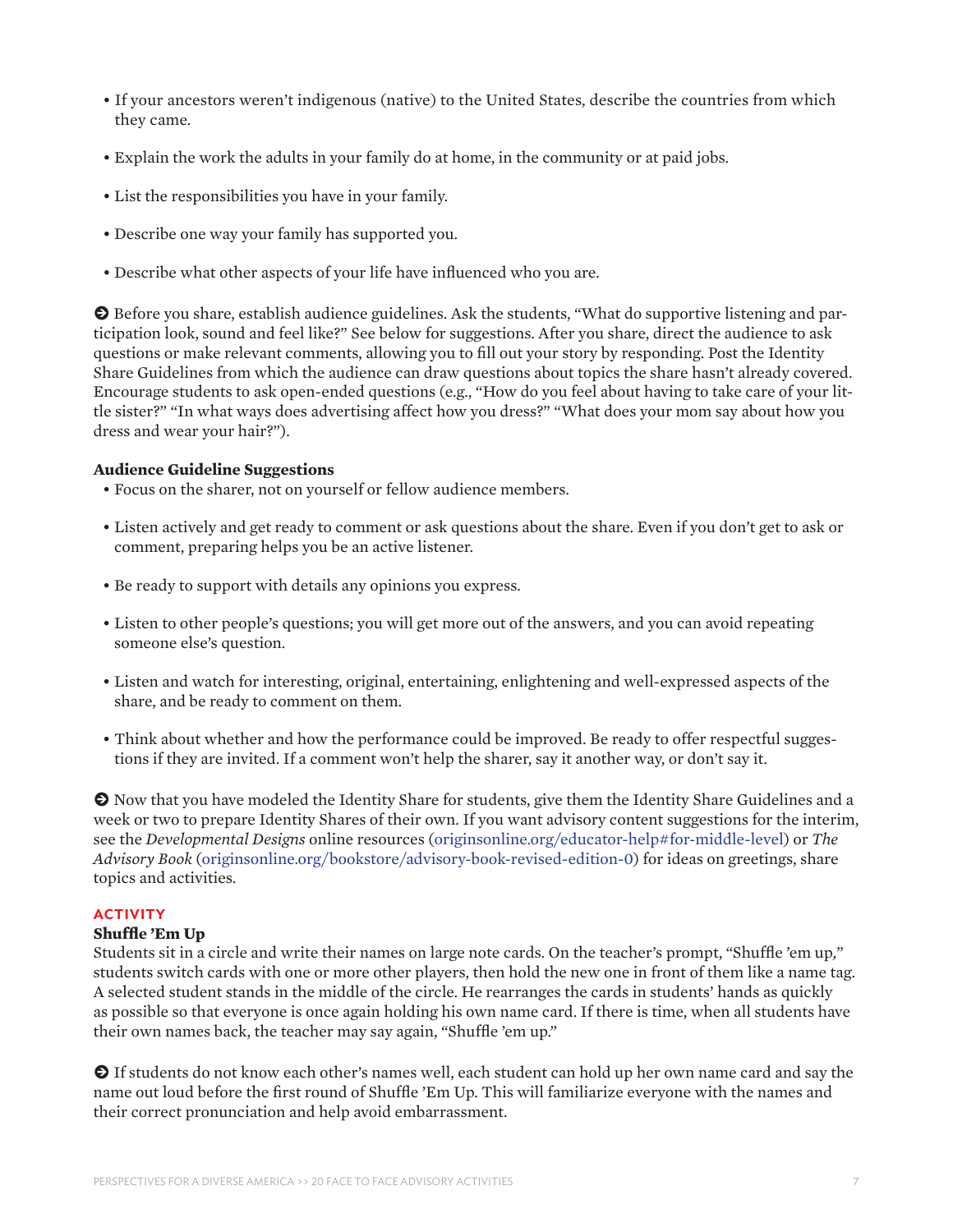- If your ancestors weren't indigenous (native) to the United States, describe the countries from which they came.
- Explain the work the adults in your family do at home, in the community or at paid jobs.
- List the responsibilities you have in your family.
- Describe one way your family has supported you.
- Describe what other aspects of your life have influenced who you are.

➔ Before you share, establish audience guidelines. Ask the students, "What do supportive listening and participation look, sound and feel like?" See below for suggestions. After you share, direct the audience to ask questions or make relevant comments, allowing you to fill out your story by responding. Post the Identity Share Guidelines from which the audience can draw questions about topics the share hasn't already covered. Encourage students to ask open-ended questions (e.g., "How do you feel about having to take care of your little sister?" "In what ways does advertising affect how you dress?" "What does your mom say about how you dress and wear your hair?").

**Audience Guideline Suggestions**

- Focus on the sharer, not on yourself or fellow audience members.
- Listen actively and get ready to comment or ask questions about the share. Even if you don't get to ask or comment, preparing helps you be an active listener.
- Be ready to support with details any opinions you express.
- Listen to other people's questions; you will get more out of the answers, and you can avoid repeating someone else's question.
- Listen and watch for interesting, original, entertaining, enlightening and well-expressed aspects of the share, and be ready to comment on them.
- Think about whether and how the performance could be improved. Be ready to offer respectful suggestions if they are invited. If a comment won't help the sharer, say it another way, or don't say it.

➔ Now that you have modeled the Identity Share for students, give them the Identity Share Guidelines and a week or two to prepare Identity Shares of their own. If you want advisory content suggestions for the interim, see the *Developmental Designs* online resources (originsonline.org/educator-help#for-middle-level) or *The Advisory Book* (originsonline.org/bookstore/advisory-book-revised-edition-0) for ideas on greetings, share topics and activities.

## ACTIVITY

### Shuffle 'Em Up

Students sit in a circle and write their names on large note cards. On the teacher's prompt, "Shuffle 'em up," students switch cards with one or more other players, then hold the new one in front of them like a name tag. A selected student stands in the middle of the circle. He rearranges the cards in students' hands as quickly as possible so that everyone is once again holding his own name card. If there is time, when all students have their own names back, the teacher may say again, "Shuffle 'em up."

➔ If students do not know each other's names well, each student can hold up her own name card and say the name out loud before the first round of Shuffle 'Em Up. This will familiarize everyone with the names and their correct pronunciation and help avoid embarrassment.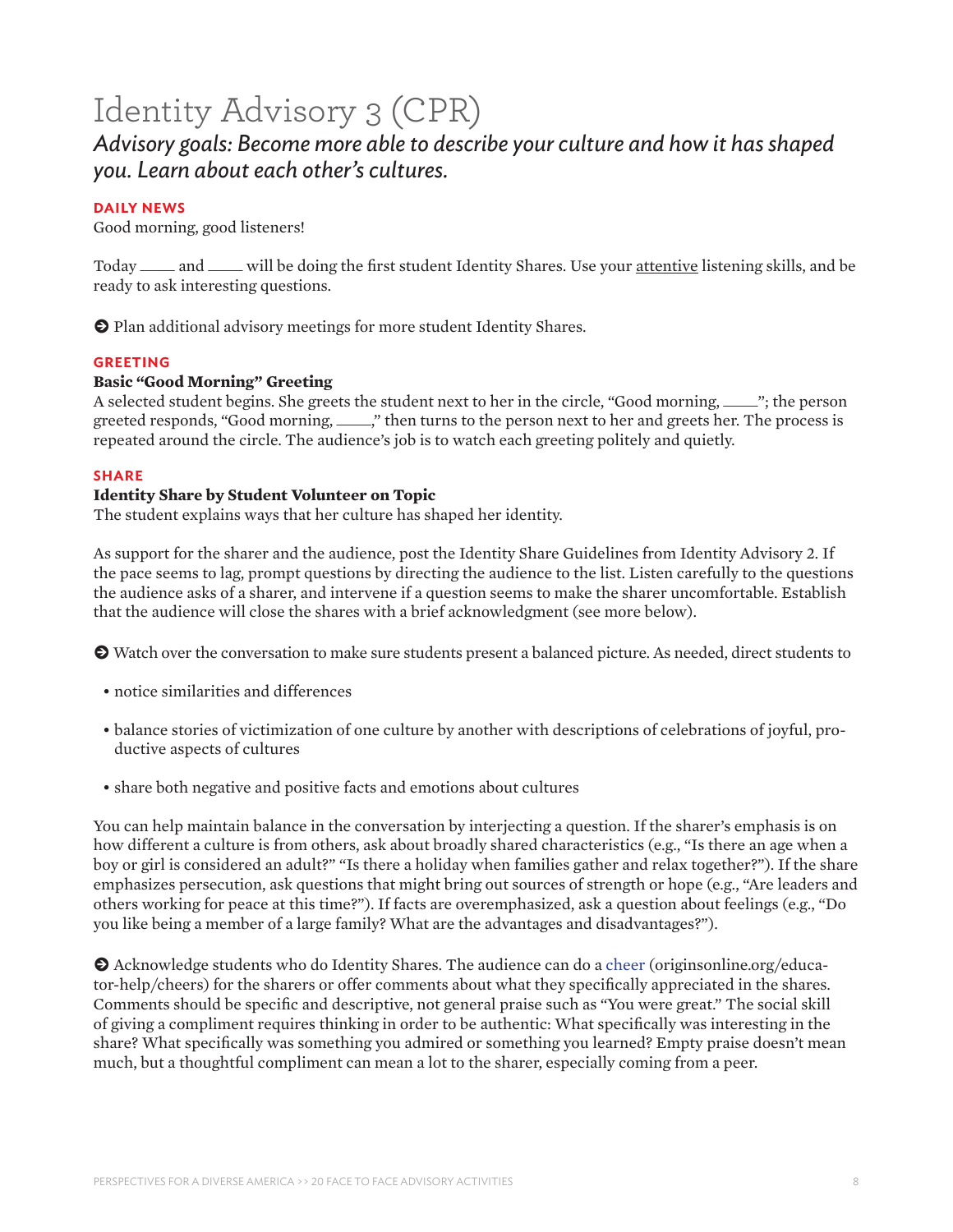# Identity Advisory 3 (CPR)

*Advisory goals: Become more able to describe your culture and how it has shaped you. Learn about each other's cultures.*

## DAILY NEWS

Good morning, good listeners!

Today _____ and _____ will be doing the first student Identity Shares. Use your attentive listening skills, and be ready to ask interesting questions.

➔ Plan additional advisory meetings for more student Identity Shares.

## GREETING

**Basic "Good Morning" Greeting**

A selected student begins. She greets the student next to her in the circle, "Good morning, _____"; the person greeted responds, "Good morning, _____," then turns to the person next to her and greets her. The process is repeated around the circle. The audience's job is to watch each greeting politely and quietly.

## SHARE

**Identity Share by Student Volunteer on Topic**

The student explains ways that her culture has shaped her identity.

As support for the sharer and the audience, post the Identity Share Guidelines from Identity Advisory 2. If the pace seems to lag, prompt questions by directing the audience to the list. Listen carefully to the questions the audience asks of a sharer, and intervene if a question seems to make the sharer uncomfortable. Establish that the audience will close the shares with a brief acknowledgment (see more below).

➔ Watch over the conversation to make sure students present a balanced picture. As needed, direct students to

- notice similarities and differences
- balance stories of victimization of one culture by another with descriptions of celebrations of joyful, productive aspects of cultures
- share both negative and positive facts and emotions about cultures

You can help maintain balance in the conversation by interjecting a question. If the sharer's emphasis is on how different a culture is from others, ask about broadly shared characteristics (e.g., "Is there an age when a boy or girl is considered an adult?" "Is there a holiday when families gather and relax together?"). If the share emphasizes persecution, ask questions that might bring out sources of strength or hope (e.g., "Are leaders and others working for peace at this time?"). If facts are overemphasized, ask a question about feelings (e.g., "Do you like being a member of a large family? What are the advantages and disadvantages?").

➔ Acknowledge students who do Identity Shares. The audience can do a cheer (originsonline.org/educator-help/cheers) for the sharers or offer comments about what they specifically appreciated in the shares. Comments should be specific and descriptive, not general praise such as "You were great." The social skill of giving a compliment requires thinking in order to be authentic: What specifically was interesting in the share? What specifically was something you admired or something you learned? Empty praise doesn't mean much, but a thoughtful compliment can mean a lot to the sharer, especially coming from a peer.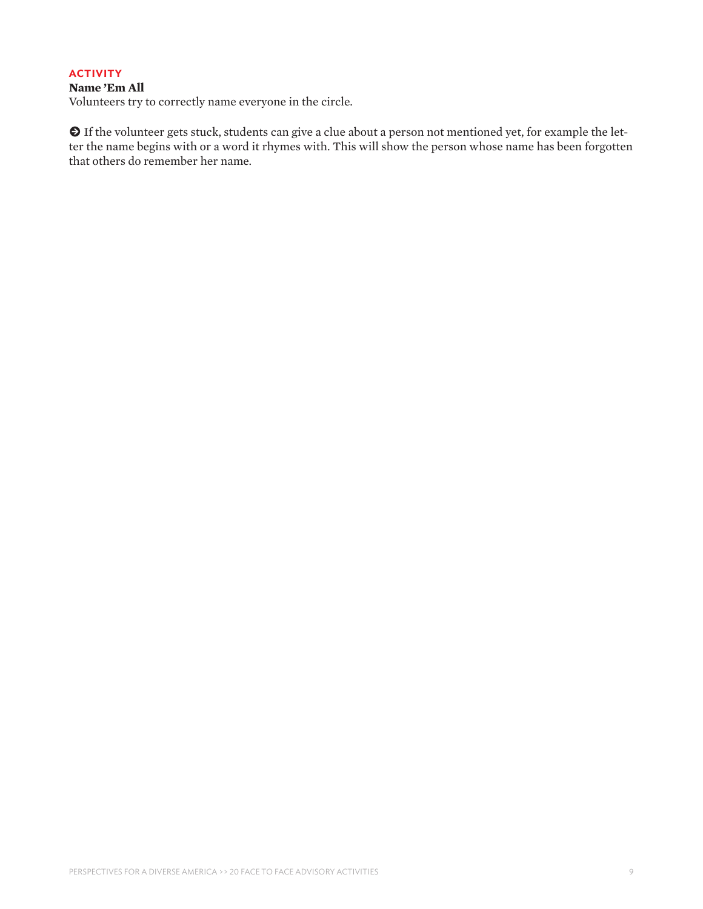**ACTIVITY**

**Name 'Em All**

Volunteers try to correctly name everyone in the circle.

➔ If the volunteer gets stuck, students can give a clue about a person not mentioned yet, for example the letter the name begins with or a word it rhymes with. This will show the person whose name has been forgotten that others do remember her name.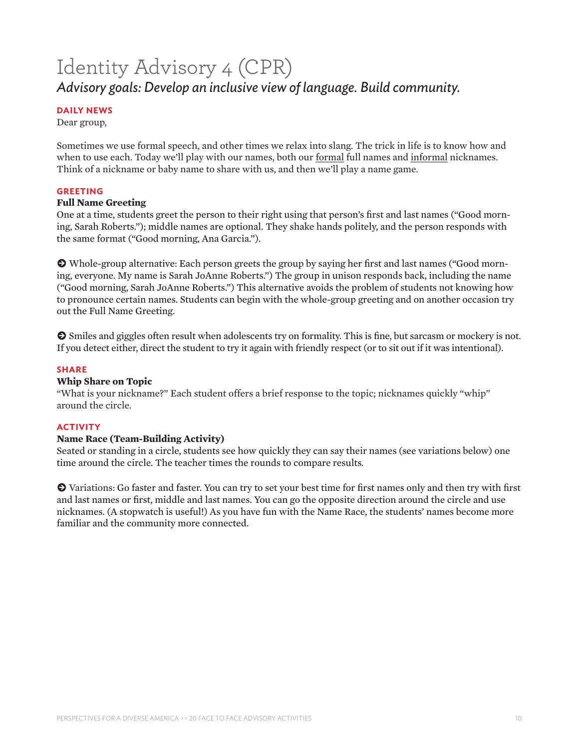# Identity Advisory 4 (CPR)

*Advisory goals: Develop an inclusive view of language. Build community.*

## DAILY NEWS

Dear group,

Sometimes we use formal speech, and other times we relax into slang. The trick in life is to know how and when to use each. Today we'll play with our names, both our formal full names and informal nicknames. Think of a nickname or baby name to share with us, and then we'll play a name game.

## GREETING

**Full Name Greeting**

One at a time, students greet the person to their right using that person's first and last names ("Good morning, Sarah Roberts."); middle names are optional. They shake hands politely, and the person responds with the same format ("Good morning, Ana Garcia.").

➔ Whole-group alternative: Each person greets the group by saying her first and last names ("Good morning, everyone. My name is Sarah JoAnne Roberts.") The group in unison responds back, including the name ("Good morning, Sarah JoAnne Roberts.") This alternative avoids the problem of students not knowing how to pronounce certain names. Students can begin with the whole-group greeting and on another occasion try out the Full Name Greeting.

➔ Smiles and giggles often result when adolescents try on formality. This is fine, but sarcasm or mockery is not. If you detect either, direct the student to try it again with friendly respect (or to sit out if it was intentional).

## SHARE

**Whip Share on Topic**

"What is your nickname?" Each student offers a brief response to the topic; nicknames quickly "whip" around the circle.

## ACTIVITY

**Name Race (Team-Building Activity)**

Seated or standing in a circle, students see how quickly they can say their names (see variations below) one time around the circle. The teacher times the rounds to compare results.

➔ Variations: Go faster and faster. You can try to set your best time for first names only and then try with first and last names or first, middle and last names. You can go the opposite direction around the circle and use nicknames. (A stopwatch is useful!) As you have fun with the Name Race, the students' names become more familiar and the community more connected.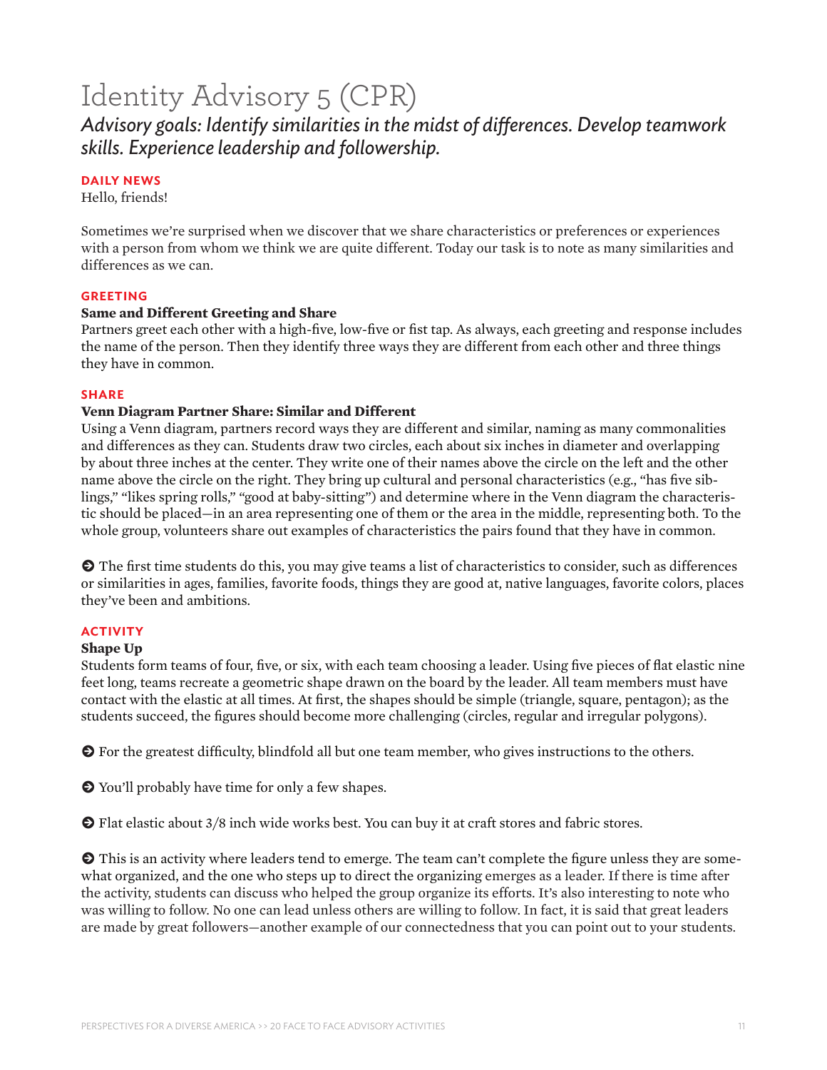# Identity Advisory 5 (CPR)

*Advisory goals: Identify similarities in the midst of differences. Develop teamwork skills. Experience leadership and followership.*

### DAILY NEWS

Hello, friends!

Sometimes we're surprised when we discover that we share characteristics or preferences or experiences with a person from whom we think we are quite different. Today our task is to note as many similarities and differences as we can.

### GREETING

**Same and Different Greeting and Share**

Partners greet each other with a high-five, low-five or fist tap. As always, each greeting and response includes the name of the person. Then they identify three ways they are different from each other and three things they have in common.

### SHARE

**Venn Diagram Partner Share: Similar and Different**

Using a Venn diagram, partners record ways they are different and similar, naming as many commonalities and differences as they can. Students draw two circles, each about six inches in diameter and overlapping by about three inches at the center. They write one of their names above the circle on the left and the other name above the circle on the right. They bring up cultural and personal characteristics (e.g., "has five siblings," "likes spring rolls," "good at baby-sitting") and determine where in the Venn diagram the characteristic should be placed—in an area representing one of them or the area in the middle, representing both. To the whole group, volunteers share out examples of characteristics the pairs found that they have in common.

➔ The first time students do this, you may give teams a list of characteristics to consider, such as differences or similarities in ages, families, favorite foods, things they are good at, native languages, favorite colors, places they've been and ambitions.

### ACTIVITY

**Shape Up**

Students form teams of four, five, or six, with each team choosing a leader. Using five pieces of flat elastic nine feet long, teams recreate a geometric shape drawn on the board by the leader. All team members must have contact with the elastic at all times. At first, the shapes should be simple (triangle, square, pentagon); as the students succeed, the figures should become more challenging (circles, regular and irregular polygons).

➔ For the greatest difficulty, blindfold all but one team member, who gives instructions to the others.

➔ You'll probably have time for only a few shapes.

➔ Flat elastic about 3/8 inch wide works best. You can buy it at craft stores and fabric stores.

➔ This is an activity where leaders tend to emerge. The team can't complete the figure unless they are somewhat organized, and the one who steps up to direct the organizing emerges as a leader. If there is time after the activity, students can discuss who helped the group organize its efforts. It's also interesting to note who was willing to follow. No one can lead unless others are willing to follow. In fact, it is said that great leaders are made by great followers—another example of our connectedness that you can point out to your students.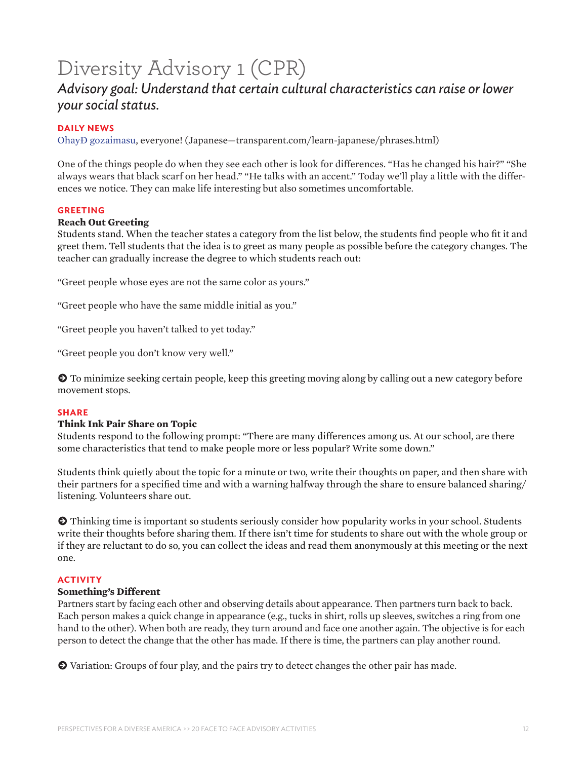# Diversity Advisory 1 (CPR)

## *Advisory goal: Understand that certain cultural characteristics can raise or lower your social status.*

### DAILY NEWS

OhayÐ gozaimasu, everyone! (Japanese—transparent.com/learn-japanese/phrases.html)

One of the things people do when they see each other is look for differences. "Has he changed his hair?" "She always wears that black scarf on her head." "He talks with an accent." Today we'll play a little with the differences we notice. They can make life interesting but also sometimes uncomfortable.

### GREETING

**Reach Out Greeting**

Students stand. When the teacher states a category from the list below, the students find people who fit it and greet them. Tell students that the idea is to greet as many people as possible before the category changes. The teacher can gradually increase the degree to which students reach out:

"Greet people whose eyes are not the same color as yours."

"Greet people who have the same middle initial as you."

"Greet people you haven't talked to yet today."

"Greet people you don't know very well."

➔ To minimize seeking certain people, keep this greeting moving along by calling out a new category before movement stops.

### SHARE

**Think Ink Pair Share on Topic**

Students respond to the following prompt: "There are many differences among us. At our school, are there some characteristics that tend to make people more or less popular? Write some down."

Students think quietly about the topic for a minute or two, write their thoughts on paper, and then share with their partners for a specified time and with a warning halfway through the share to ensure balanced sharing/listening. Volunteers share out.

➔ Thinking time is important so students seriously consider how popularity works in your school. Students write their thoughts before sharing them. If there isn't time for students to share out with the whole group or if they are reluctant to do so, you can collect the ideas and read them anonymously at this meeting or the next one.

### ACTIVITY

**Something's Different**

Partners start by facing each other and observing details about appearance. Then partners turn back to back. Each person makes a quick change in appearance (e.g., tucks in shirt, rolls up sleeves, switches a ring from one hand to the other). When both are ready, they turn around and face one another again. The objective is for each person to detect the change that the other has made. If there is time, the partners can play another round.

➔ Variation: Groups of four play, and the pairs try to detect changes the other pair has made.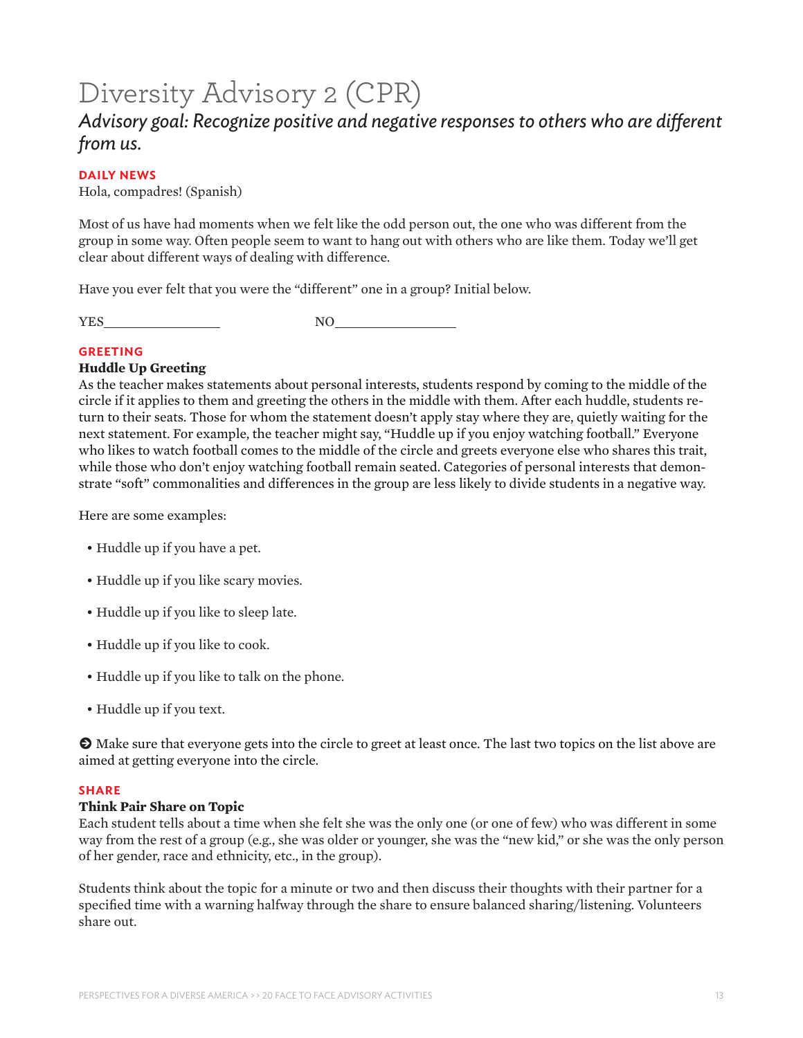# Diversity Advisory 2 (CPR)

## *Advisory goal: Recognize positive and negative responses to others who are different from us.*

### DAILY NEWS

Hola, compadres! (Spanish)

Most of us have had moments when we felt like the odd person out, the one who was different from the group in some way. Often people seem to want to hang out with others who are like them. Today we'll get clear about different ways of dealing with difference.

Have you ever felt that you were the "different" one in a group? Initial below.

YES________________          NO________________

### GREETING

**Huddle Up Greeting**

As the teacher makes statements about personal interests, students respond by coming to the middle of the circle if it applies to them and greeting the others in the middle with them. After each huddle, students return to their seats. Those for whom the statement doesn't apply stay where they are, quietly waiting for the next statement. For example, the teacher might say, "Huddle up if you enjoy watching football." Everyone who likes to watch football comes to the middle of the circle and greets everyone else who shares this trait, while those who don't enjoy watching football remain seated. Categories of personal interests that demonstrate "soft" commonalities and differences in the group are less likely to divide students in a negative way.

Here are some examples:

- Huddle up if you have a pet.
- Huddle up if you like scary movies.
- Huddle up if you like to sleep late.
- Huddle up if you like to cook.
- Huddle up if you like to talk on the phone.
- Huddle up if you text.

➔ Make sure that everyone gets into the circle to greet at least once. The last two topics on the list above are aimed at getting everyone into the circle.

### SHARE

**Think Pair Share on Topic**

Each student tells about a time when she felt she was the only one (or one of few) who was different in some way from the rest of a group (e.g., she was older or younger, she was the "new kid," or she was the only person of her gender, race and ethnicity, etc., in the group).

Students think about the topic for a minute or two and then discuss their thoughts with their partner for a specified time with a warning halfway through the share to ensure balanced sharing/listening. Volunteers share out.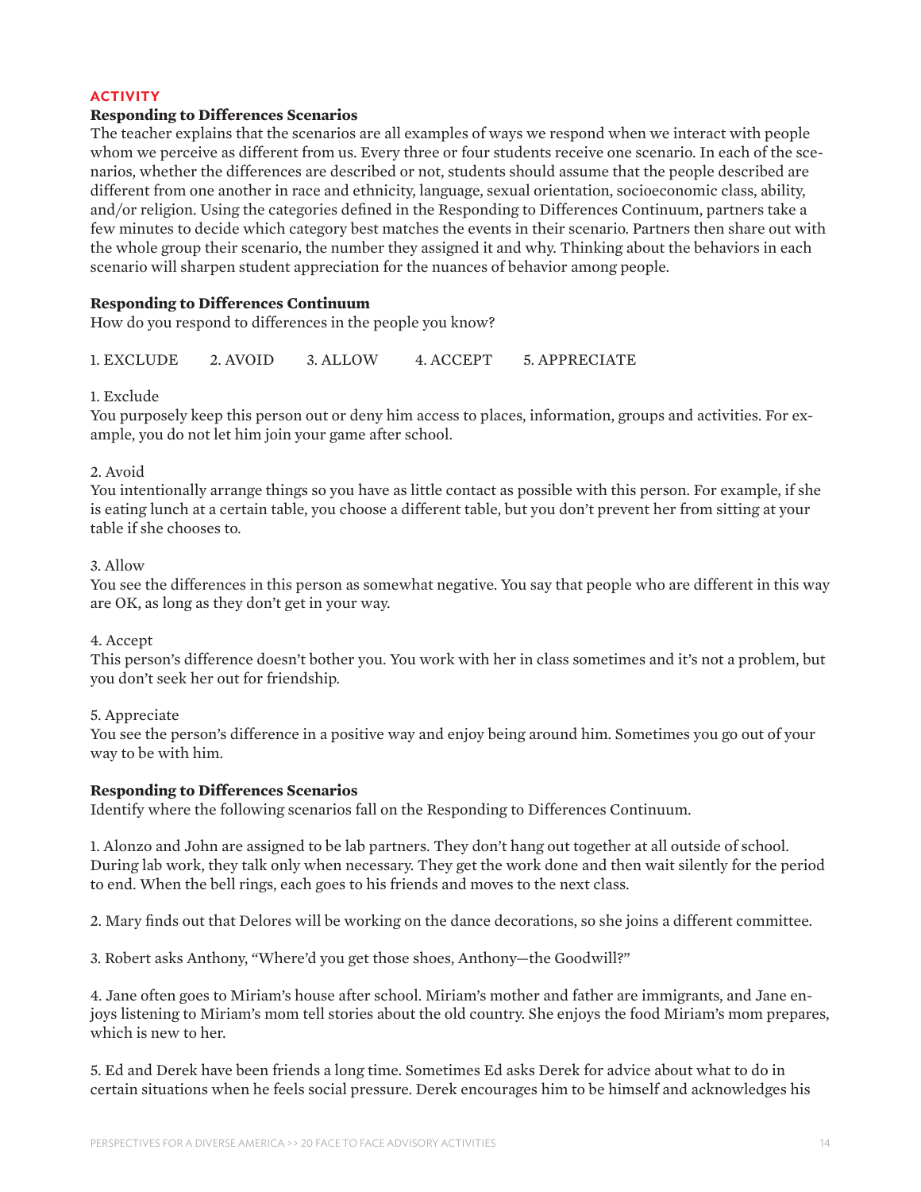**ACTIVITY**

### Responding to Differences Scenarios

The teacher explains that the scenarios are all examples of ways we respond when we interact with people whom we perceive as different from us. Every three or four students receive one scenario. In each of the scenarios, whether the differences are described or not, students should assume that the people described are different from one another in race and ethnicity, language, sexual orientation, socioeconomic class, ability, and/or religion. Using the categories defined in the Responding to Differences Continuum, partners take a few minutes to decide which category best matches the events in their scenario. Partners then share out with the whole group their scenario, the number they assigned it and why. Thinking about the behaviors in each scenario will sharpen student appreciation for the nuances of behavior among people.

### Responding to Differences Continuum

How do you respond to differences in the people you know?

1. EXCLUDE 2. AVOID 3. ALLOW 4. ACCEPT 5. APPRECIATE

1. Exclude
You purposely keep this person out or deny him access to places, information, groups and activities. For example, you do not let him join your game after school.

2. Avoid
You intentionally arrange things so you have as little contact as possible with this person. For example, if she is eating lunch at a certain table, you choose a different table, but you don't prevent her from sitting at your table if she chooses to.

3. Allow
You see the differences in this person as somewhat negative. You say that people who are different in this way are OK, as long as they don't get in your way.

4. Accept
This person's difference doesn't bother you. You work with her in class sometimes and it's not a problem, but you don't seek her out for friendship.

5. Appreciate
You see the person's difference in a positive way and enjoy being around him. Sometimes you go out of your way to be with him.

### Responding to Differences Scenarios

Identify where the following scenarios fall on the Responding to Differences Continuum.

1. Alonzo and John are assigned to be lab partners. They don't hang out together at all outside of school. During lab work, they talk only when necessary. They get the work done and then wait silently for the period to end. When the bell rings, each goes to his friends and moves to the next class.

2. Mary finds out that Delores will be working on the dance decorations, so she joins a different committee.

3. Robert asks Anthony, "Where'd you get those shoes, Anthony—the Goodwill?"

4. Jane often goes to Miriam's house after school. Miriam's mother and father are immigrants, and Jane enjoys listening to Miriam's mom tell stories about the old country. She enjoys the food Miriam's mom prepares, which is new to her.

5. Ed and Derek have been friends a long time. Sometimes Ed asks Derek for advice about what to do in certain situations when he feels social pressure. Derek encourages him to be himself and acknowledges his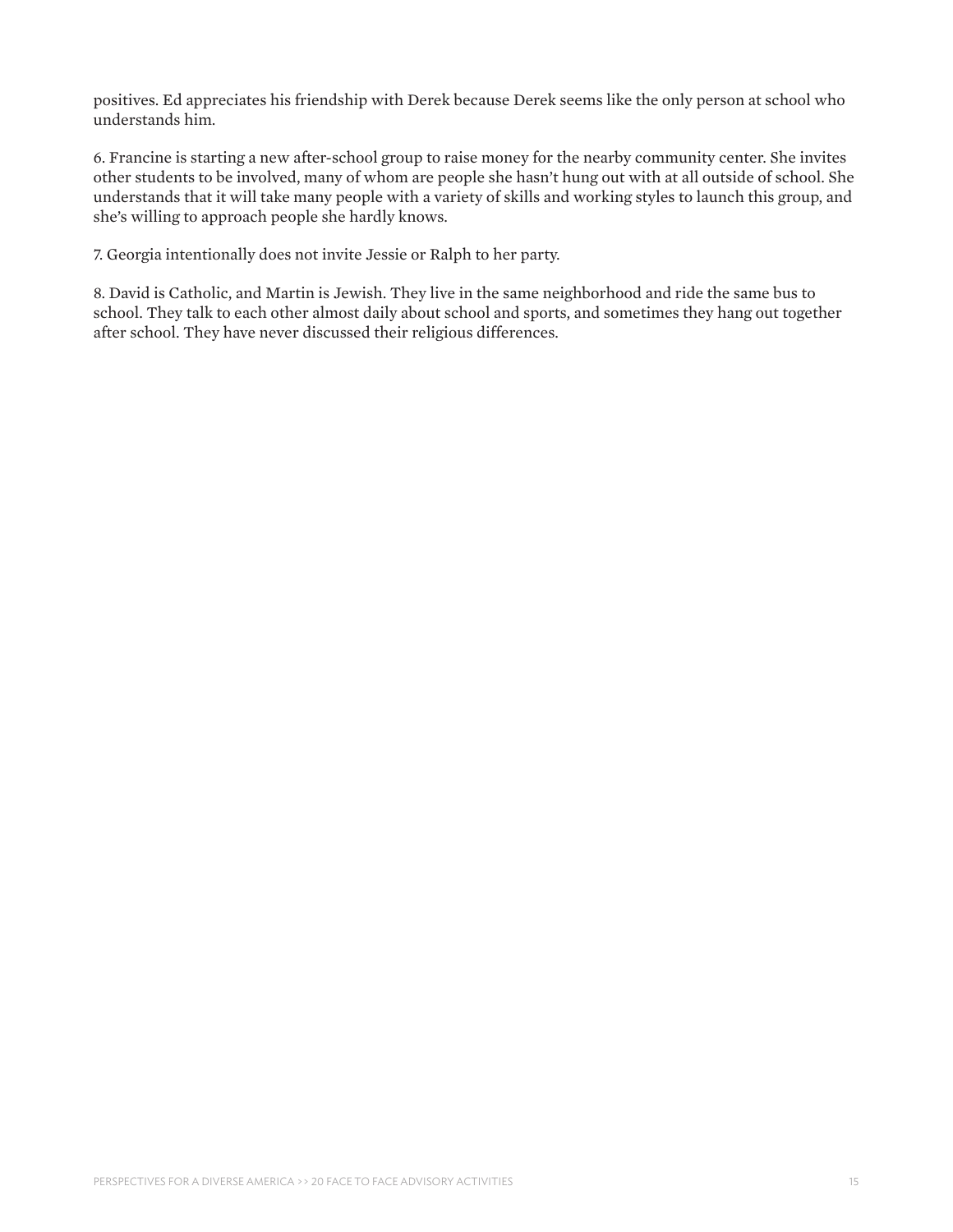positives. Ed appreciates his friendship with Derek because Derek seems like the only person at school who understands him.

6. Francine is starting a new after-school group to raise money for the nearby community center. She invites other students to be involved, many of whom are people she hasn't hung out with at all outside of school. She understands that it will take many people with a variety of skills and working styles to launch this group, and she's willing to approach people she hardly knows.

7. Georgia intentionally does not invite Jessie or Ralph to her party.

8. David is Catholic, and Martin is Jewish. They live in the same neighborhood and ride the same bus to school. They talk to each other almost daily about school and sports, and sometimes they hang out together after school. They have never discussed their religious differences.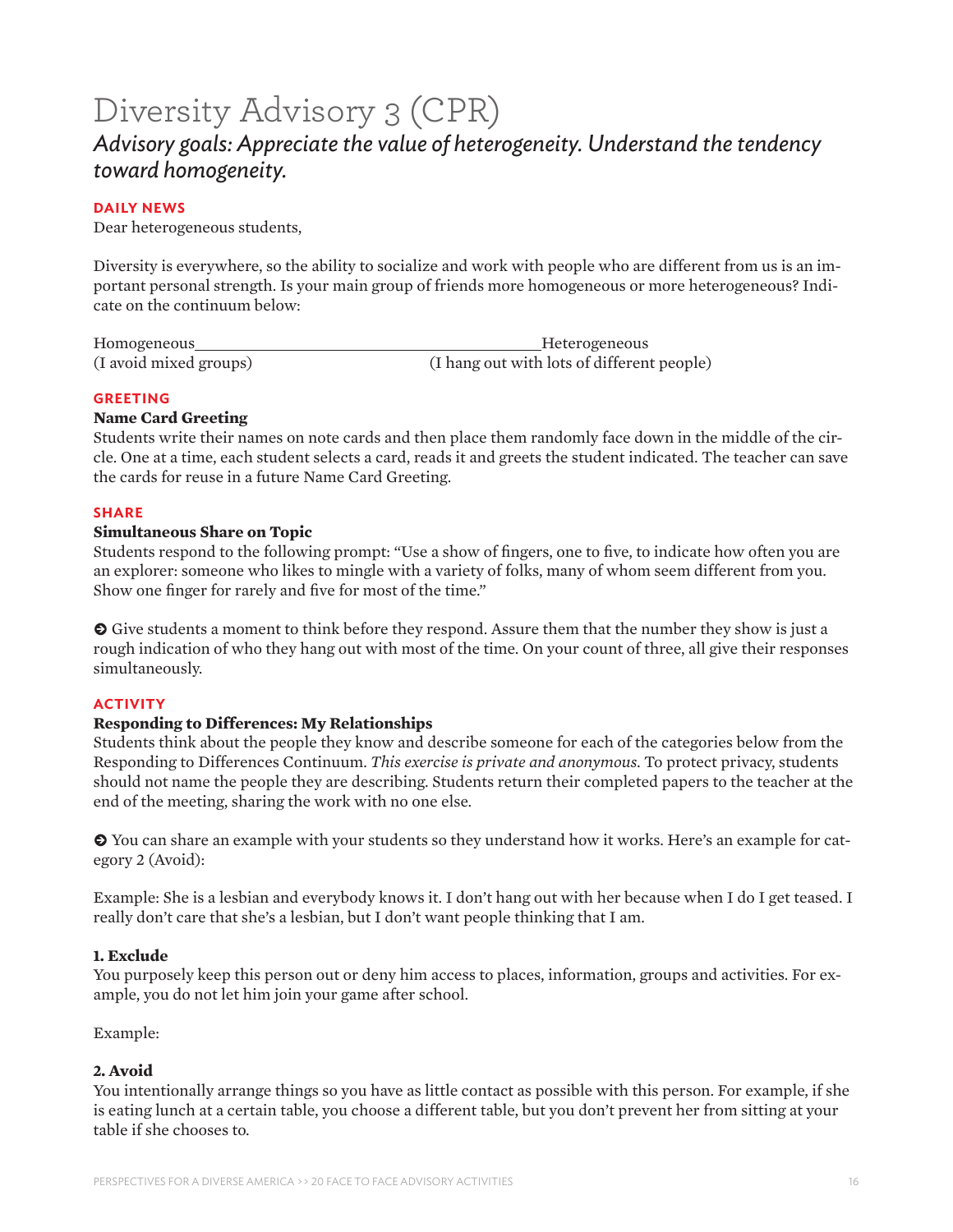# Diversity Advisory 3 (CPR)

## *Advisory goals: Appreciate the value of heterogeneity. Understand the tendency toward homogeneity.*

### DAILY NEWS

Dear heterogeneous students,

Diversity is everywhere, so the ability to socialize and work with people who are different from us is an important personal strength. Is your main group of friends more homogeneous or more heterogeneous? Indicate on the continuum below:

Homogeneous\_\_\_\_\_\_\_\_\_\_\_\_\_\_\_\_\_\_\_\_\_\_\_\_\_\_\_\_\_\_\_\_\_\_\_\_\_\_\_\_Heterogeneous
(I avoid mixed groups)                                        (I hang out with lots of different people)

### GREETING

**Name Card Greeting**

Students write their names on note cards and then place them randomly face down in the middle of the circle. One at a time, each student selects a card, reads it and greets the student indicated. The teacher can save the cards for reuse in a future Name Card Greeting.

### SHARE

**Simultaneous Share on Topic**

Students respond to the following prompt: "Use a show of fingers, one to five, to indicate how often you are an explorer: someone who likes to mingle with a variety of folks, many of whom seem different from you. Show one finger for rarely and five for most of the time."

➔ Give students a moment to think before they respond. Assure them that the number they show is just a rough indication of who they hang out with most of the time. On your count of three, all give their responses simultaneously.

### ACTIVITY

**Responding to Differences: My Relationships**

Students think about the people they know and describe someone for each of the categories below from the Responding to Differences Continuum. *This exercise is private and anonymous.* To protect privacy, students should not name the people they are describing. Students return their completed papers to the teacher at the end of the meeting, sharing the work with no one else.

➔ You can share an example with your students so they understand how it works. Here's an example for category 2 (Avoid):

Example: She is a lesbian and everybody knows it. I don't hang out with her because when I do I get teased. I really don't care that she's a lesbian, but I don't want people thinking that I am.

**1. Exclude**

You purposely keep this person out or deny him access to places, information, groups and activities. For example, you do not let him join your game after school.

Example:

**2. Avoid**

You intentionally arrange things so you have as little contact as possible with this person. For example, if she is eating lunch at a certain table, you choose a different table, but you don't prevent her from sitting at your table if she chooses to.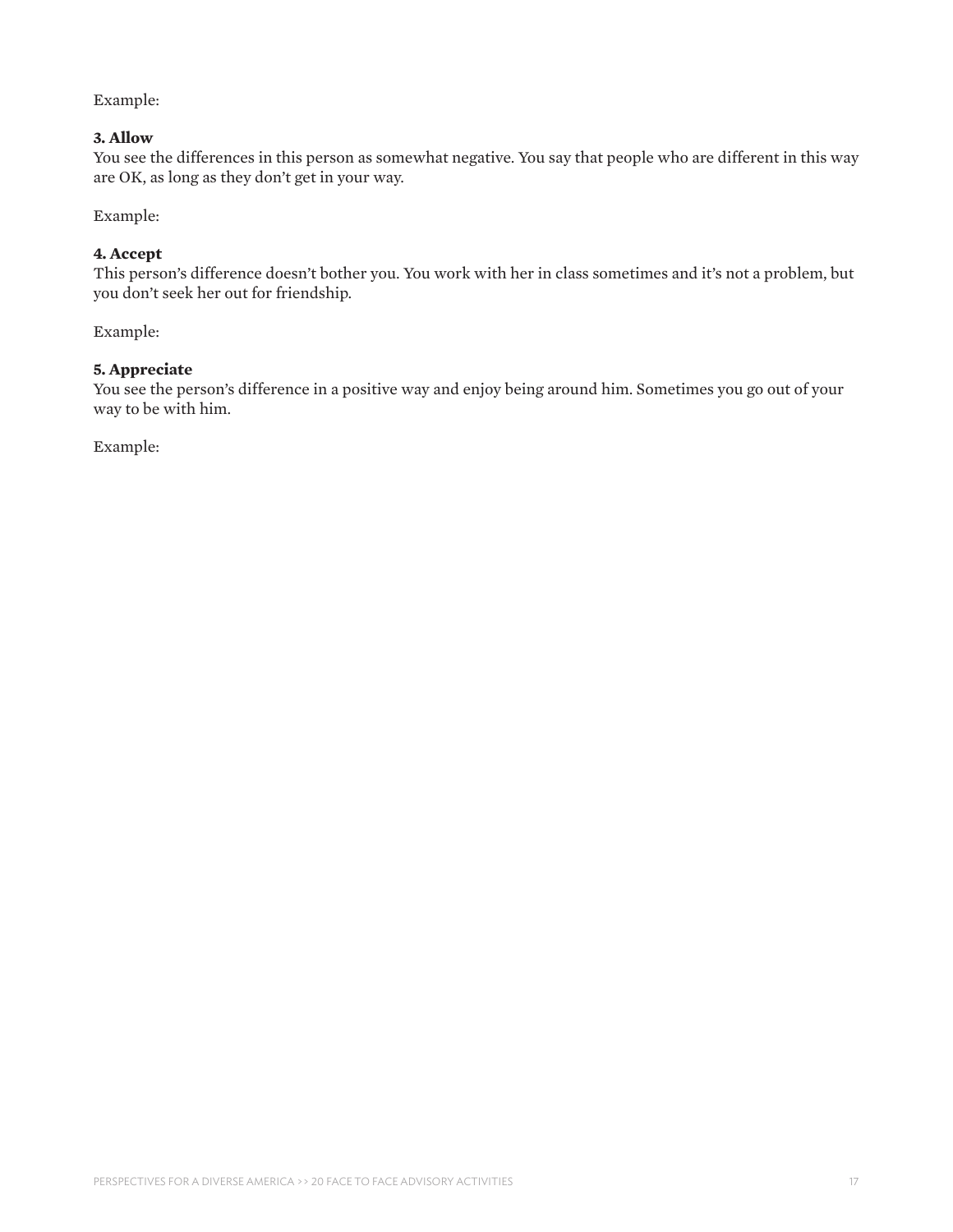Example:

**3. Allow**
You see the differences in this person as somewhat negative. You say that people who are different in this way are OK, as long as they don't get in your way.

Example:

**4. Accept**
This person's difference doesn't bother you. You work with her in class sometimes and it's not a problem, but you don't seek her out for friendship.

Example:

**5. Appreciate**
You see the person's difference in a positive way and enjoy being around him. Sometimes you go out of your way to be with him.

Example: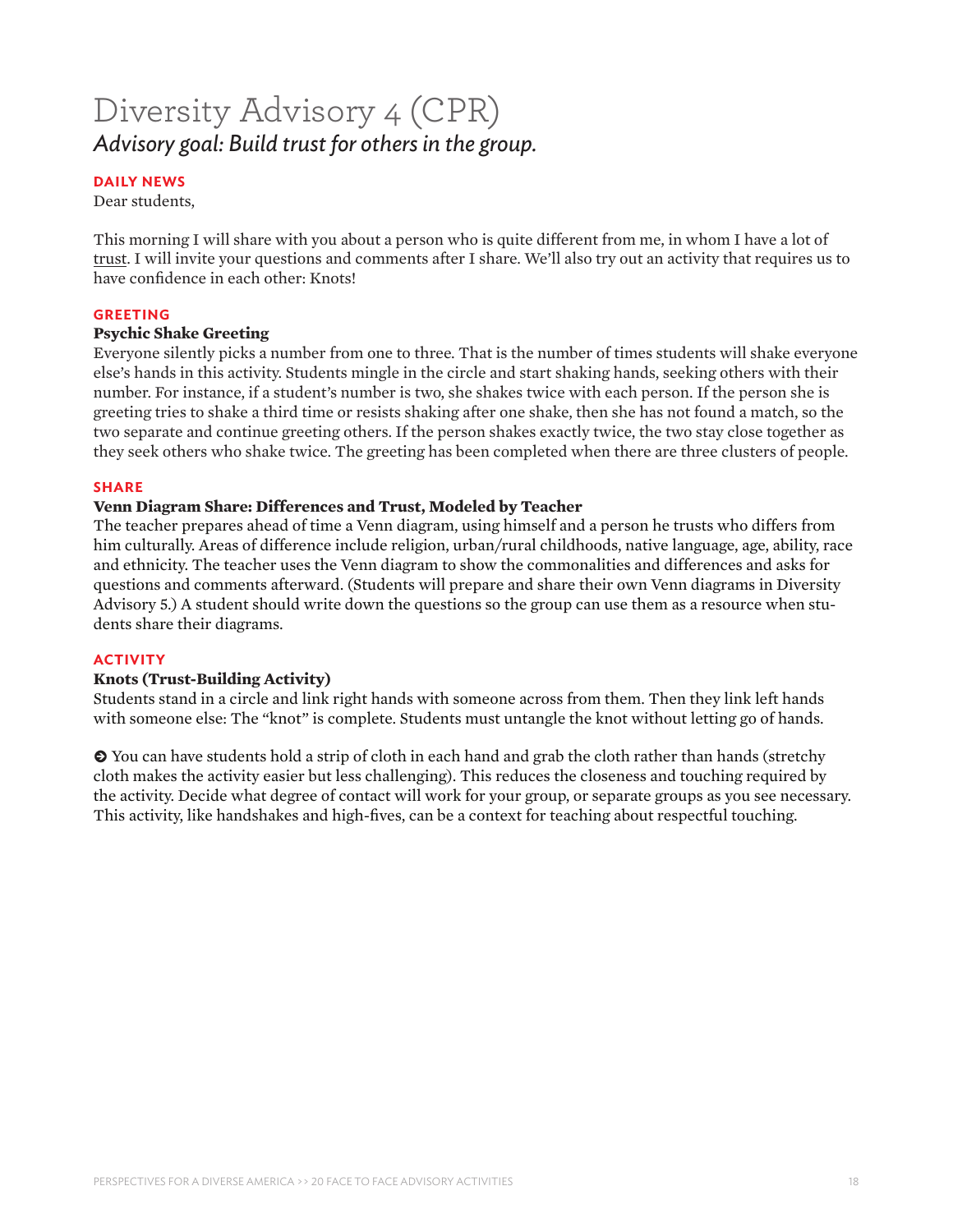# Diversity Advisory 4 (CPR)

*Advisory goal: Build trust for others in the group.*

## DAILY NEWS

Dear students,

This morning I will share with you about a person who is quite different from me, in whom I have a lot of trust. I will invite your questions and comments after I share. We'll also try out an activity that requires us to have confidence in each other: Knots!

## GREETING

**Psychic Shake Greeting**

Everyone silently picks a number from one to three. That is the number of times students will shake everyone else's hands in this activity. Students mingle in the circle and start shaking hands, seeking others with their number. For instance, if a student's number is two, she shakes twice with each person. If the person she is greeting tries to shake a third time or resists shaking after one shake, then she has not found a match, so the two separate and continue greeting others. If the person shakes exactly twice, the two stay close together as they seek others who shake twice. The greeting has been completed when there are three clusters of people.

## SHARE

**Venn Diagram Share: Differences and Trust, Modeled by Teacher**

The teacher prepares ahead of time a Venn diagram, using himself and a person he trusts who differs from him culturally. Areas of difference include religion, urban/rural childhoods, native language, age, ability, race and ethnicity. The teacher uses the Venn diagram to show the commonalities and differences and asks for questions and comments afterward. (Students will prepare and share their own Venn diagrams in Diversity Advisory 5.) A student should write down the questions so the group can use them as a resource when students share their diagrams.

## ACTIVITY

**Knots (Trust-Building Activity)**

Students stand in a circle and link right hands with someone across from them. Then they link left hands with someone else: The "knot" is complete. Students must untangle the knot without letting go of hands.

➔ You can have students hold a strip of cloth in each hand and grab the cloth rather than hands (stretchy cloth makes the activity easier but less challenging). This reduces the closeness and touching required by the activity. Decide what degree of contact will work for your group, or separate groups as you see necessary. This activity, like handshakes and high-fives, can be a context for teaching about respectful touching.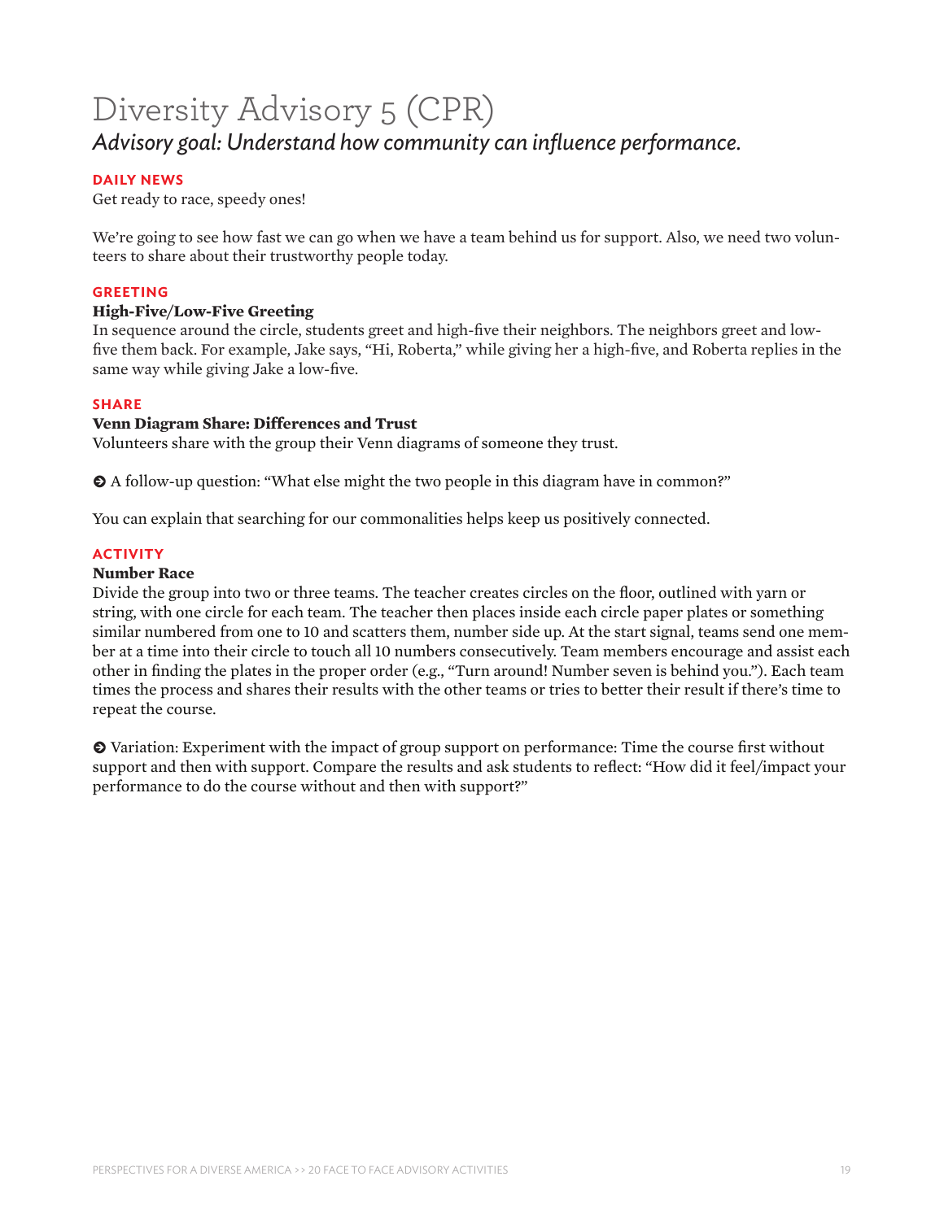# Diversity Advisory 5 (CPR)

*Advisory goal: Understand how community can influence performance.*

## DAILY NEWS

Get ready to race, speedy ones!

We're going to see how fast we can go when we have a team behind us for support. Also, we need two volunteers to share about their trustworthy people today.

## GREETING

**High-Five/Low-Five Greeting**

In sequence around the circle, students greet and high-five their neighbors. The neighbors greet and low-five them back. For example, Jake says, "Hi, Roberta," while giving her a high-five, and Roberta replies in the same way while giving Jake a low-five.

## SHARE

**Venn Diagram Share: Differences and Trust**

Volunteers share with the group their Venn diagrams of someone they trust.

➔ A follow-up question: "What else might the two people in this diagram have in common?"

You can explain that searching for our commonalities helps keep us positively connected.

## ACTIVITY

**Number Race**

Divide the group into two or three teams. The teacher creates circles on the floor, outlined with yarn or string, with one circle for each team. The teacher then places inside each circle paper plates or something similar numbered from one to 10 and scatters them, number side up. At the start signal, teams send one member at a time into their circle to touch all 10 numbers consecutively. Team members encourage and assist each other in finding the plates in the proper order (e.g., "Turn around! Number seven is behind you."). Each team times the process and shares their results with the other teams or tries to better their result if there's time to repeat the course.

➔ Variation: Experiment with the impact of group support on performance: Time the course first without support and then with support. Compare the results and ask students to reflect: "How did it feel/impact your performance to do the course without and then with support?"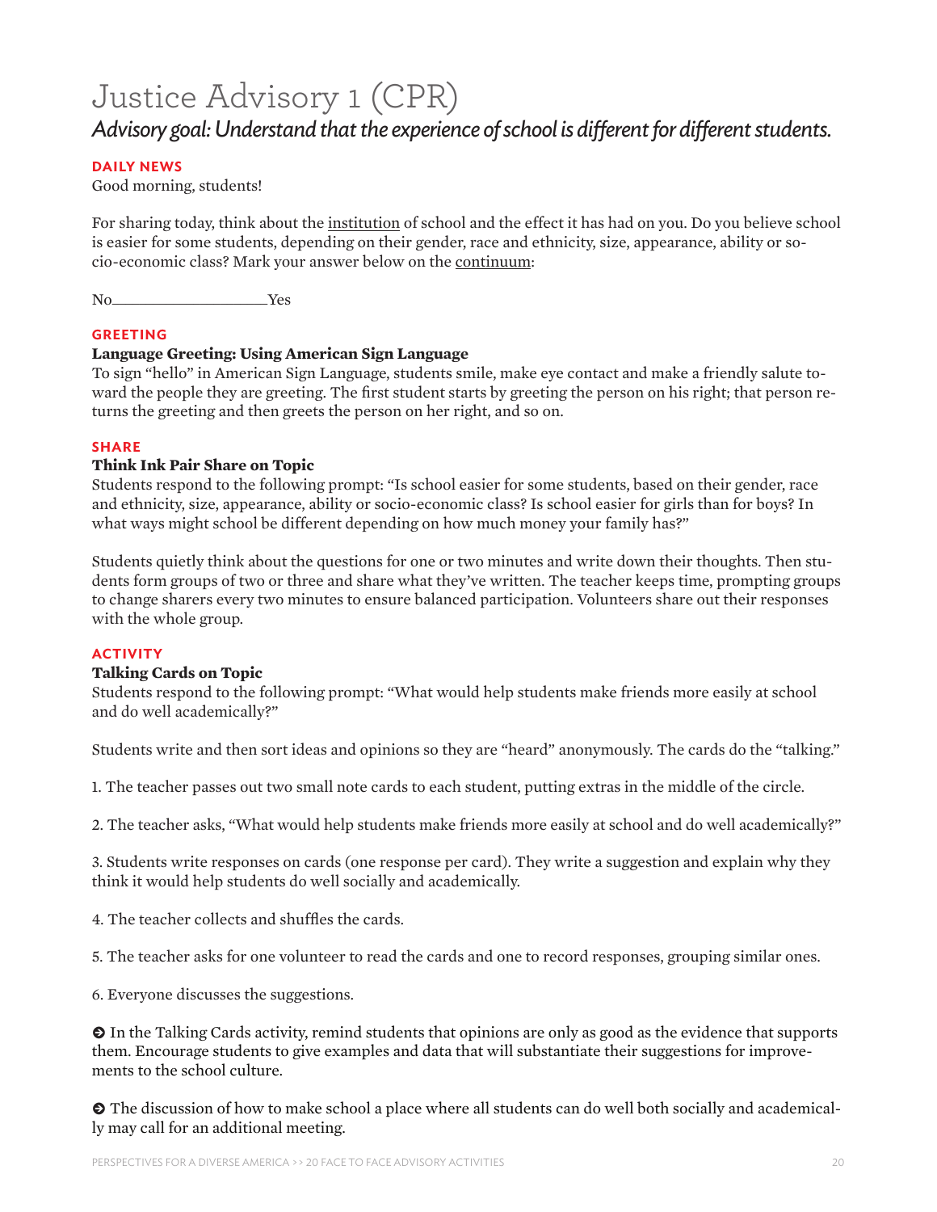# Justice Advisory 1 (CPR)

*Advisory goal: Understand that the experience of school is different for different students.*

## DAILY NEWS

Good morning, students!

For sharing today, think about the <u>institution</u> of school and the effect it has had on you. Do you believe school is easier for some students, depending on their gender, race and ethnicity, size, appearance, ability or socio-economic class? Mark your answer below on the <u>continuum</u>:

No\_\_\_\_\_\_\_\_\_\_\_\_\_\_\_\_\_\_\_\_Yes

## GREETING

**Language Greeting: Using American Sign Language**

To sign "hello" in American Sign Language, students smile, make eye contact and make a friendly salute toward the people they are greeting. The first student starts by greeting the person on his right; that person returns the greeting and then greets the person on her right, and so on.

## SHARE

**Think Ink Pair Share on Topic**

Students respond to the following prompt: "Is school easier for some students, based on their gender, race and ethnicity, size, appearance, ability or socio-economic class? Is school easier for girls than for boys? In what ways might school be different depending on how much money your family has?"

Students quietly think about the questions for one or two minutes and write down their thoughts. Then students form groups of two or three and share what they've written. The teacher keeps time, prompting groups to change sharers every two minutes to ensure balanced participation. Volunteers share out their responses with the whole group.

## ACTIVITY

**Talking Cards on Topic**

Students respond to the following prompt: "What would help students make friends more easily at school and do well academically?"

Students write and then sort ideas and opinions so they are "heard" anonymously. The cards do the "talking."

1. The teacher passes out two small note cards to each student, putting extras in the middle of the circle.

2. The teacher asks, "What would help students make friends more easily at school and do well academically?"

3. Students write responses on cards (one response per card). They write a suggestion and explain why they think it would help students do well socially and academically.

4. The teacher collects and shuffles the cards.

5. The teacher asks for one volunteer to read the cards and one to record responses, grouping similar ones.

6. Everyone discusses the suggestions.

➔ In the Talking Cards activity, remind students that opinions are only as good as the evidence that supports them. Encourage students to give examples and data that will substantiate their suggestions for improvements to the school culture.

➔ The discussion of how to make school a place where all students can do well both socially and academically may call for an additional meeting.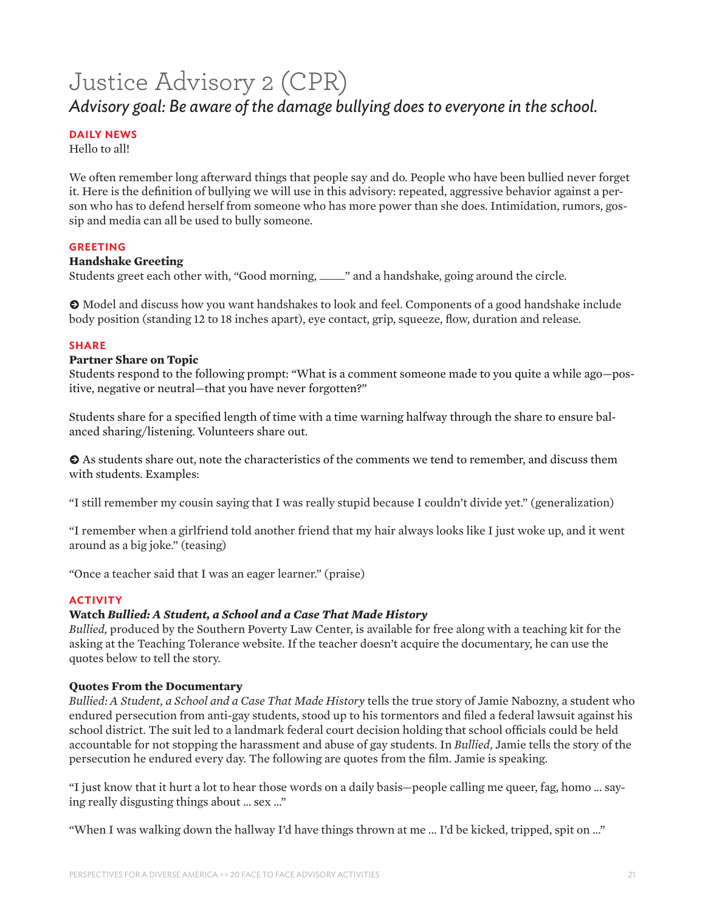# Justice Advisory 2 (CPR)

## *Advisory goal: Be aware of the damage bullying does to everyone in the school.*

### DAILY NEWS

Hello to all!

We often remember long afterward things that people say and do. People who have been bullied never forget it. Here is the definition of bullying we will use in this advisory: repeated, aggressive behavior against a person who has to defend herself from someone who has more power than she does. Intimidation, rumors, gossip and media can all be used to bully someone.

### GREETING

**Handshake Greeting**

Students greet each other with, "Good morning, ____" and a handshake, going around the circle.

➜ Model and discuss how you want handshakes to look and feel. Components of a good handshake include body position (standing 12 to 18 inches apart), eye contact, grip, squeeze, flow, duration and release.

### SHARE

**Partner Share on Topic**

Students respond to the following prompt: "What is a comment someone made to you quite a while ago—positive, negative or neutral—that you have never forgotten?"

Students share for a specified length of time with a time warning halfway through the share to ensure balanced sharing/listening. Volunteers share out.

➜ As students share out, note the characteristics of the comments we tend to remember, and discuss them with students. Examples:

"I still remember my cousin saying that I was really stupid because I couldn't divide yet." (generalization)

"I remember when a girlfriend told another friend that my hair always looks like I just woke up, and it went around as a big joke." (teasing)

"Once a teacher said that I was an eager learner." (praise)

### ACTIVITY

**Watch *Bullied: A Student, a School and a Case That Made History***

*Bullied,* produced by the Southern Poverty Law Center, is available for free along with a teaching kit for the asking at the Teaching Tolerance website. If the teacher doesn't acquire the documentary, he can use the quotes below to tell the story.

**Quotes From the Documentary**

*Bullied: A Student, a School and a Case That Made History* tells the true story of Jamie Nabozny, a student who endured persecution from anti-gay students, stood up to his tormentors and filed a federal lawsuit against his school district. The suit led to a landmark federal court decision holding that school officials could be held accountable for not stopping the harassment and abuse of gay students. In *Bullied*, Jamie tells the story of the persecution he endured every day. The following are quotes from the film. Jamie is speaking.

"I just know that it hurt a lot to hear those words on a daily basis—people calling me queer, fag, homo … saying really disgusting things about … sex …"

"When I was walking down the hallway I'd have things thrown at me … I'd be kicked, tripped, spit on …"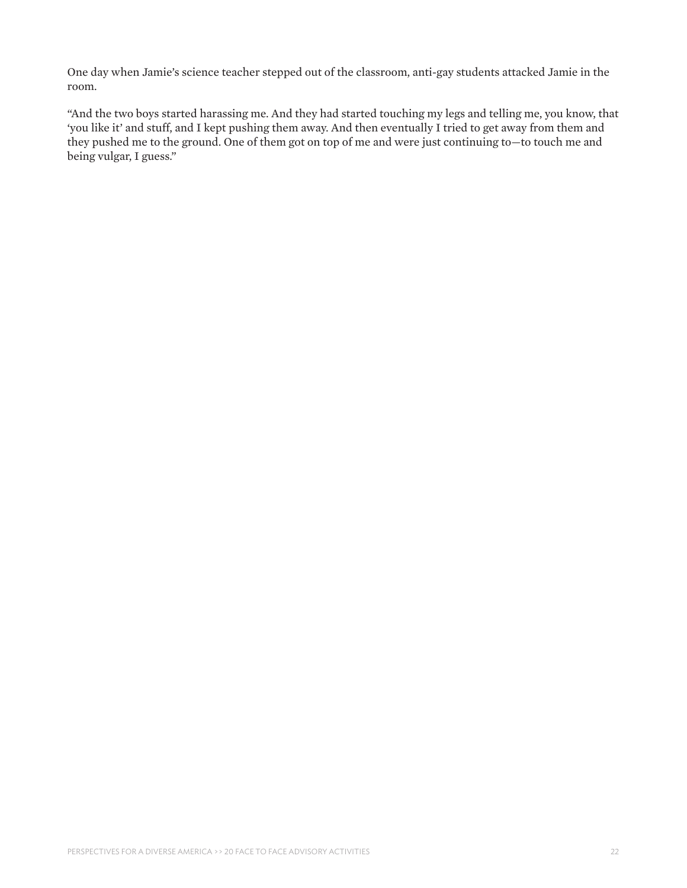One day when Jamie's science teacher stepped out of the classroom, anti-gay students attacked Jamie in the room.

"And the two boys started harassing me. And they had started touching my legs and telling me, you know, that 'you like it' and stuff, and I kept pushing them away. And then eventually I tried to get away from them and they pushed me to the ground. One of them got on top of me and were just continuing to—to touch me and being vulgar, I guess."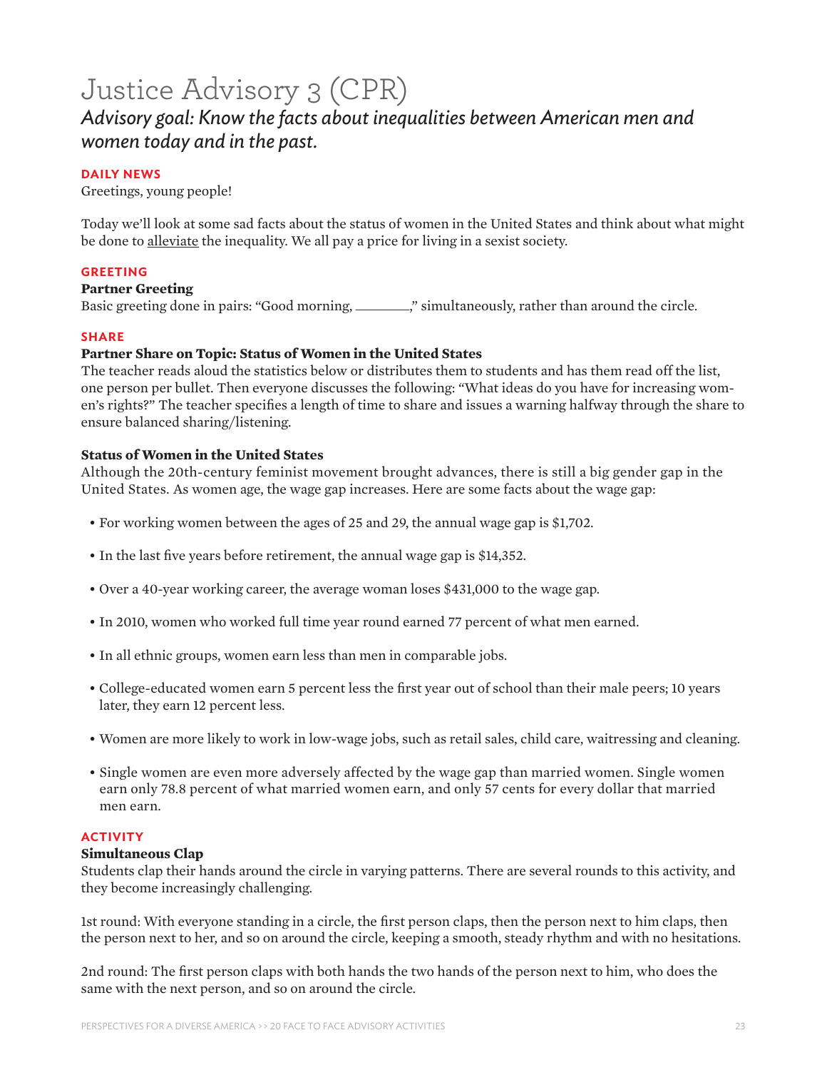# Justice Advisory 3 (CPR)

## *Advisory goal: Know the facts about inequalities between American men and women today and in the past.*

**DAILY NEWS**

Greetings, young people!

Today we'll look at some sad facts about the status of women in the United States and think about what might be done to alleviate the inequality. We all pay a price for living in a sexist society.

**GREETING**

**Partner Greeting**

Basic greeting done in pairs: "Good morning, ________," simultaneously, rather than around the circle.

**SHARE**

**Partner Share on Topic: Status of Women in the United States**

The teacher reads aloud the statistics below or distributes them to students and has them read off the list, one person per bullet. Then everyone discusses the following: "What ideas do you have for increasing women's rights?" The teacher specifies a length of time to share and issues a warning halfway through the share to ensure balanced sharing/listening.

**Status of Women in the United States**

Although the 20th-century feminist movement brought advances, there is still a big gender gap in the United States. As women age, the wage gap increases. Here are some facts about the wage gap:

- For working women between the ages of 25 and 29, the annual wage gap is $1,702.
- In the last five years before retirement, the annual wage gap is $14,352.
- Over a 40-year working career, the average woman loses $431,000 to the wage gap.
- In 2010, women who worked full time year round earned 77 percent of what men earned.
- In all ethnic groups, women earn less than men in comparable jobs.
- College-educated women earn 5 percent less the first year out of school than their male peers; 10 years later, they earn 12 percent less.
- Women are more likely to work in low-wage jobs, such as retail sales, child care, waitressing and cleaning.
- Single women are even more adversely affected by the wage gap than married women. Single women earn only 78.8 percent of what married women earn, and only 57 cents for every dollar that married men earn.

**ACTIVITY**

**Simultaneous Clap**

Students clap their hands around the circle in varying patterns. There are several rounds to this activity, and they become increasingly challenging.

1st round: With everyone standing in a circle, the first person claps, then the person next to him claps, then the person next to her, and so on around the circle, keeping a smooth, steady rhythm and with no hesitations.

2nd round: The first person claps with both hands the two hands of the person next to him, who does the same with the next person, and so on around the circle.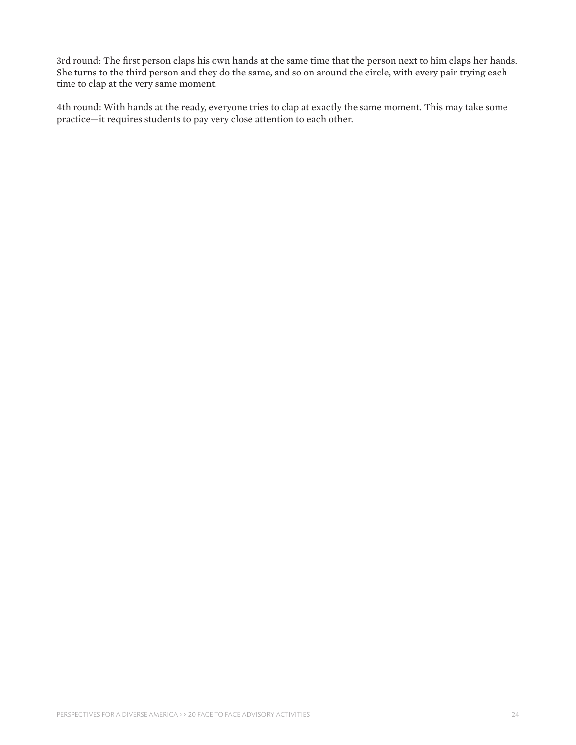3rd round: The first person claps his own hands at the same time that the person next to him claps her hands. She turns to the third person and they do the same, and so on around the circle, with every pair trying each time to clap at the very same moment.

4th round: With hands at the ready, everyone tries to clap at exactly the same moment. This may take some practice—it requires students to pay very close attention to each other.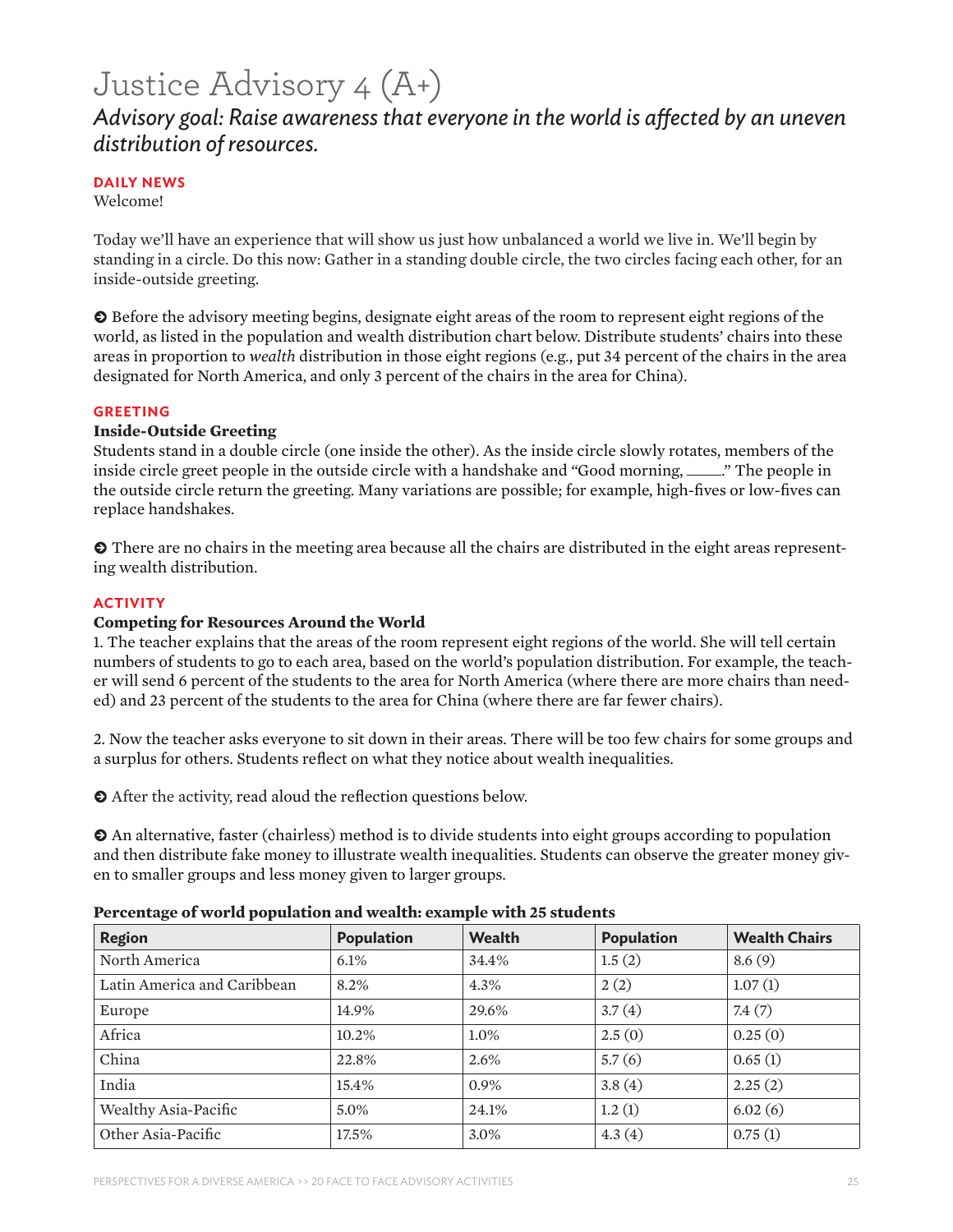# Justice Advisory 4 (A+)

## *Advisory goal: Raise awareness that everyone in the world is affected by an uneven distribution of resources.*

### DAILY NEWS

Welcome!

Today we'll have an experience that will show us just how unbalanced a world we live in. We'll begin by standing in a circle. Do this now: Gather in a standing double circle, the two circles facing each other, for an inside-outside greeting.

➔ Before the advisory meeting begins, designate eight areas of the room to represent eight regions of the world, as listed in the population and wealth distribution chart below. Distribute students' chairs into these areas in proportion to *wealth* distribution in those eight regions (e.g., put 34 percent of the chairs in the area designated for North America, and only 3 percent of the chairs in the area for China).

### GREETING

**Inside-Outside Greeting**

Students stand in a double circle (one inside the other). As the inside circle slowly rotates, members of the inside circle greet people in the outside circle with a handshake and "Good morning, \_\_\_\_\_." The people in the outside circle return the greeting. Many variations are possible; for example, high-fives or low-fives can replace handshakes.

➔ There are no chairs in the meeting area because all the chairs are distributed in the eight areas representing wealth distribution.

### ACTIVITY

**Competing for Resources Around the World**

1. The teacher explains that the areas of the room represent eight regions of the world. She will tell certain numbers of students to go to each area, based on the world's population distribution. For example, the teacher will send 6 percent of the students to the area for North America (where there are more chairs than needed) and 23 percent of the students to the area for China (where there are far fewer chairs).

2. Now the teacher asks everyone to sit down in their areas. There will be too few chairs for some groups and a surplus for others. Students reflect on what they notice about wealth inequalities.

➔ After the activity, read aloud the reflection questions below.

➔ An alternative, faster (chairless) method is to divide students into eight groups according to population and then distribute fake money to illustrate wealth inequalities. Students can observe the greater money given to smaller groups and less money given to larger groups.

**Percentage of world population and wealth: example with 25 students**

| Region | Population | Wealth | Population | Wealth Chairs |
|---|---|---|---|---|
| North America | 6.1% | 34.4% | 1.5 (2) | 8.6 (9) |
| Latin America and Caribbean | 8.2% | 4.3% | 2 (2) | 1.07 (1) |
| Europe | 14.9% | 29.6% | 3.7 (4) | 7.4 (7) |
| Africa | 10.2% | 1.0% | 2.5 (0) | 0.25 (0) |
| China | 22.8% | 2.6% | 5.7 (6) | 0.65 (1) |
| India | 15.4% | 0.9% | 3.8 (4) | 2.25 (2) |
| Wealthy Asia-Pacific | 5.0% | 24.1% | 1.2 (1) | 6.02 (6) |
| Other Asia-Pacific | 17.5% | 3.0% | 4.3 (4) | 0.75 (1) |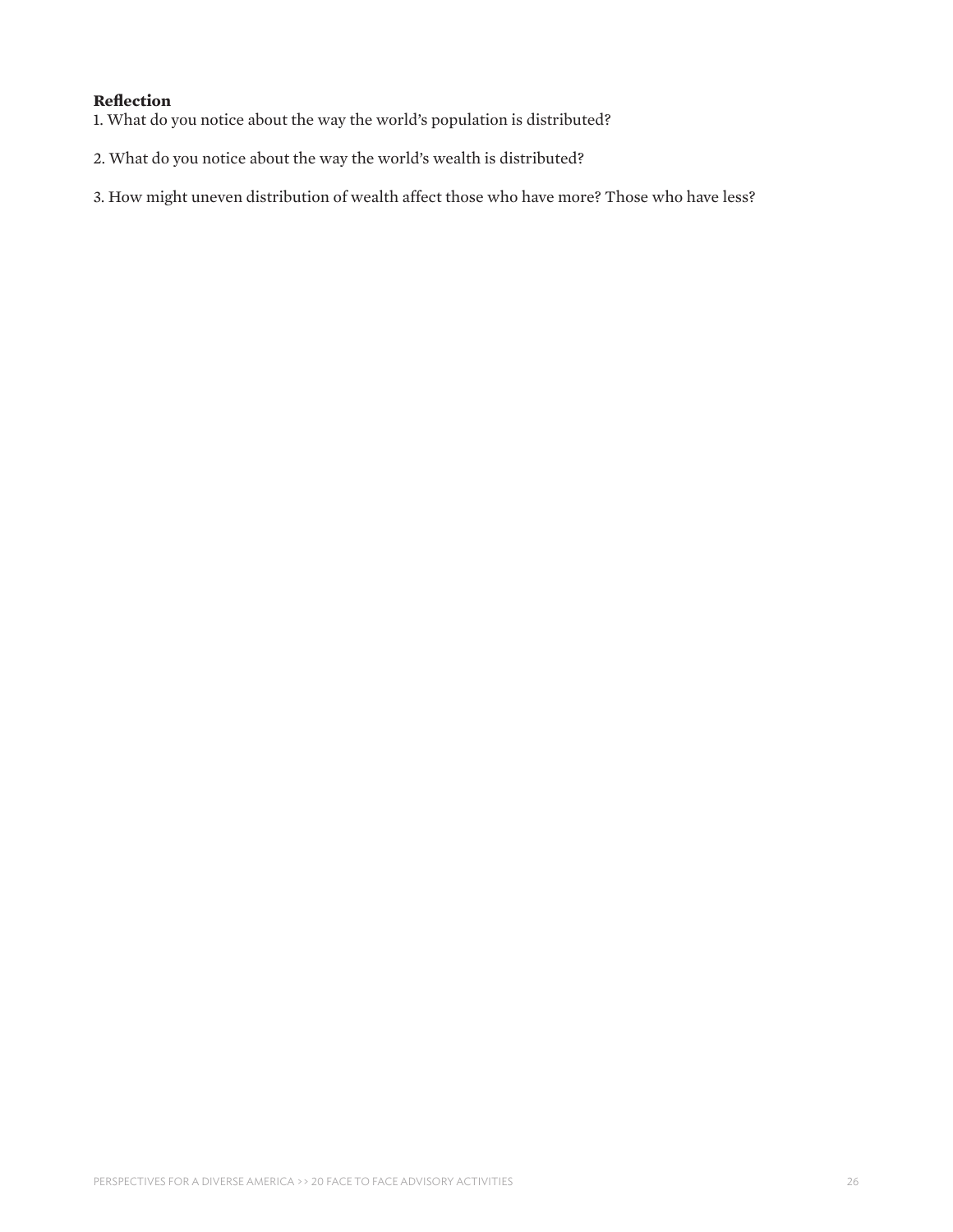**Reflection**

1. What do you notice about the way the world's population is distributed?

2. What do you notice about the way the world's wealth is distributed?

3. How might uneven distribution of wealth affect those who have more? Those who have less?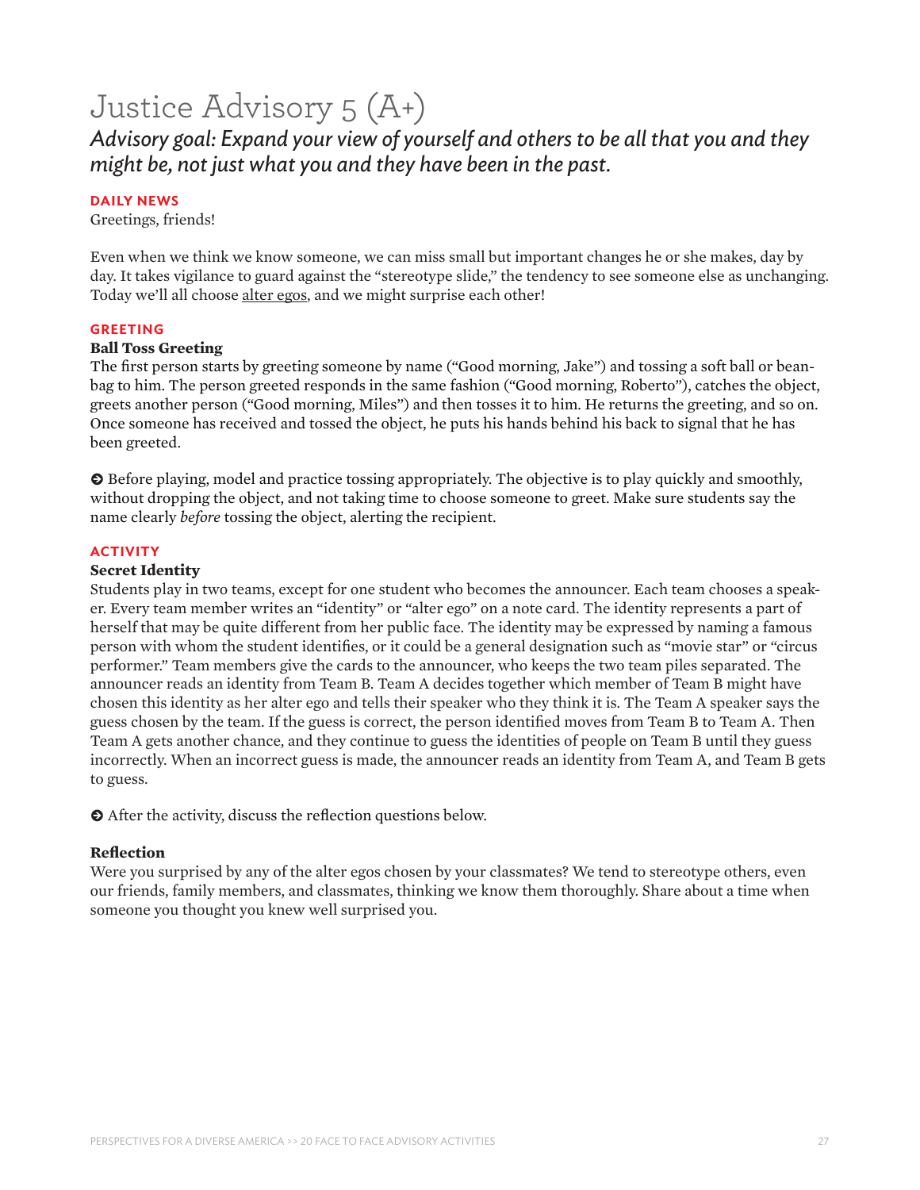# Justice Advisory 5 (A+)

## *Advisory goal: Expand your view of yourself and others to be all that you and they might be, not just what you and they have been in the past.*

### DAILY NEWS

Greetings, friends!

Even when we think we know someone, we can miss small but important changes he or she makes, day by day. It takes vigilance to guard against the "stereotype slide," the tendency to see someone else as unchanging. Today we'll all choose alter egos, and we might surprise each other!

### GREETING

**Ball Toss Greeting**

The first person starts by greeting someone by name ("Good morning, Jake") and tossing a soft ball or bean-bag to him. The person greeted responds in the same fashion ("Good morning, Roberto"), catches the object, greets another person ("Good morning, Miles") and then tosses it to him. He returns the greeting, and so on. Once someone has received and tossed the object, he puts his hands behind his back to signal that he has been greeted.

➔ Before playing, model and practice tossing appropriately. The objective is to play quickly and smoothly, without dropping the object, and not taking time to choose someone to greet. Make sure students say the name clearly *before* tossing the object, alerting the recipient.

### ACTIVITY

**Secret Identity**

Students play in two teams, except for one student who becomes the announcer. Each team chooses a speaker. Every team member writes an "identity" or "alter ego" on a note card. The identity represents a part of herself that may be quite different from her public face. The identity may be expressed by naming a famous person with whom the student identifies, or it could be a general designation such as "movie star" or "circus performer." Team members give the cards to the announcer, who keeps the two team piles separated. The announcer reads an identity from Team B. Team A decides together which member of Team B might have chosen this identity as her alter ego and tells their speaker who they think it is. The Team A speaker says the guess chosen by the team. If the guess is correct, the person identified moves from Team B to Team A. Then Team A gets another chance, and they continue to guess the identities of people on Team B until they guess incorrectly. When an incorrect guess is made, the announcer reads an identity from Team A, and Team B gets to guess.

➔ After the activity, discuss the reflection questions below.

**Reflection**

Were you surprised by any of the alter egos chosen by your classmates? We tend to stereotype others, even our friends, family members, and classmates, thinking we know them thoroughly. Share about a time when someone you thought you knew well surprised you.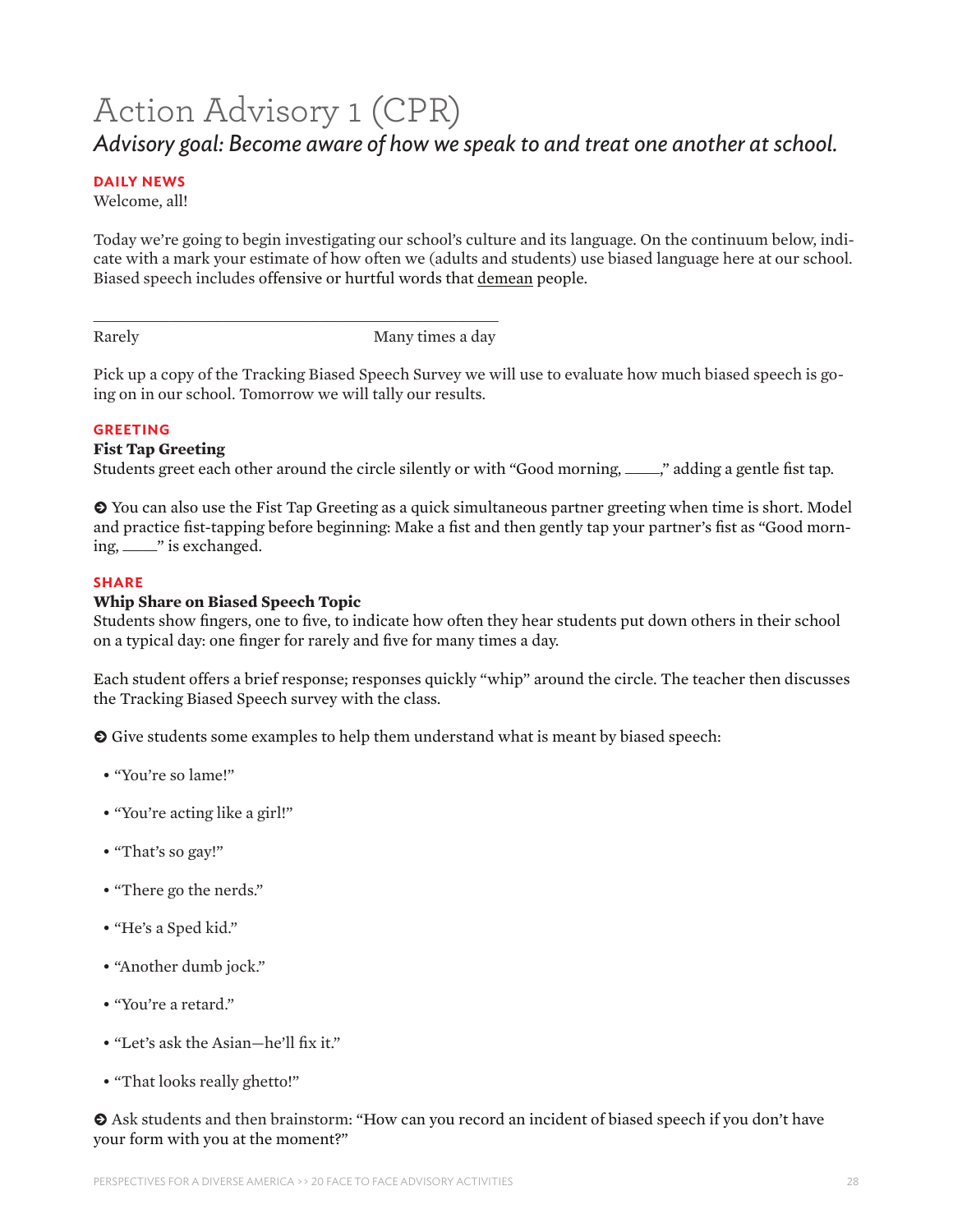# Action Advisory 1 (CPR)

## *Advisory goal: Become aware of how we speak to and treat one another at school.*

**DAILY NEWS**

Welcome, all!

Today we're going to begin investigating our school's culture and its language. On the continuum below, indicate with a mark your estimate of how often we (adults and students) use biased language here at our school. Biased speech includes offensive or hurtful words that <u>demean</u> people.

\_\_\_\_\_\_\_\_\_\_\_\_\_\_\_\_\_\_\_\_\_\_\_\_\_\_\_\_\_\_\_\_\_\_\_\_\_\_\_\_\_\_\_\_\_\_\_\_\_\_\_\_

Rarely                                        Many times a day

Pick up a copy of the Tracking Biased Speech Survey we will use to evaluate how much biased speech is going on in our school. Tomorrow we will tally our results.

**GREETING**

**Fist Tap Greeting**

Students greet each other around the circle silently or with "Good morning, \_\_\_\_," adding a gentle fist tap.

➔ You can also use the Fist Tap Greeting as a quick simultaneous partner greeting when time is short. Model and practice fist-tapping before beginning: Make a fist and then gently tap your partner's fist as "Good morning, \_\_\_\_" is exchanged.

**SHARE**

**Whip Share on Biased Speech Topic**

Students show fingers, one to five, to indicate how often they hear students put down others in their school on a typical day: one finger for rarely and five for many times a day.

Each student offers a brief response; responses quickly "whip" around the circle. The teacher then discusses the Tracking Biased Speech survey with the class.

➔ Give students some examples to help them understand what is meant by biased speech:

- "You're so lame!"
- "You're acting like a girl!"
- "That's so gay!"
- "There go the nerds."
- "He's a Sped kid."
- "Another dumb jock."
- "You're a retard."
- "Let's ask the Asian—he'll fix it."
- "That looks really ghetto!"

➔ Ask students and then brainstorm: "How can you record an incident of biased speech if you don't have your form with you at the moment?"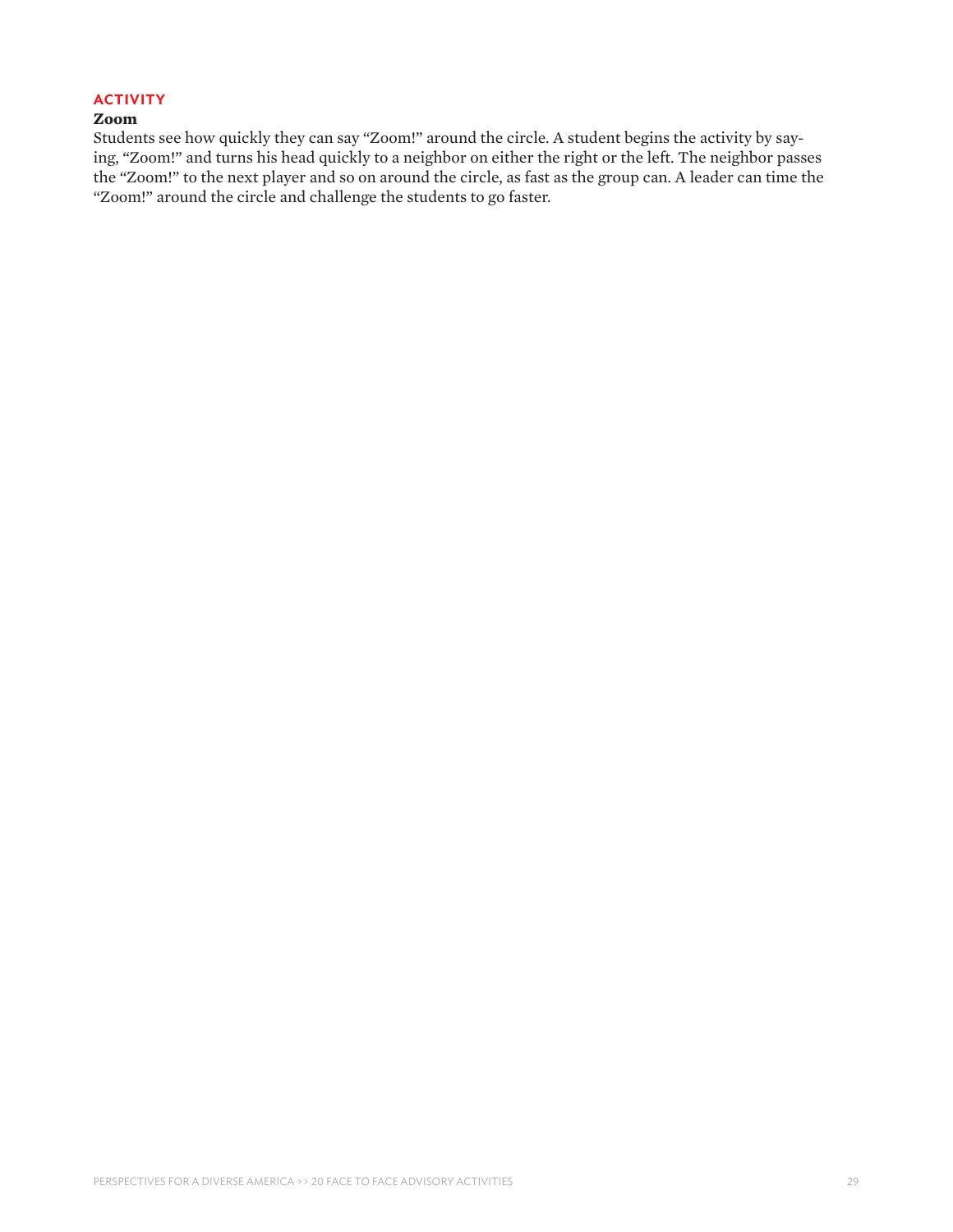## ACTIVITY

### Zoom

Students see how quickly they can say "Zoom!" around the circle. A student begins the activity by saying, "Zoom!" and turns his head quickly to a neighbor on either the right or the left. The neighbor passes the "Zoom!" to the next player and so on around the circle, as fast as the group can. A leader can time the "Zoom!" around the circle and challenge the students to go faster.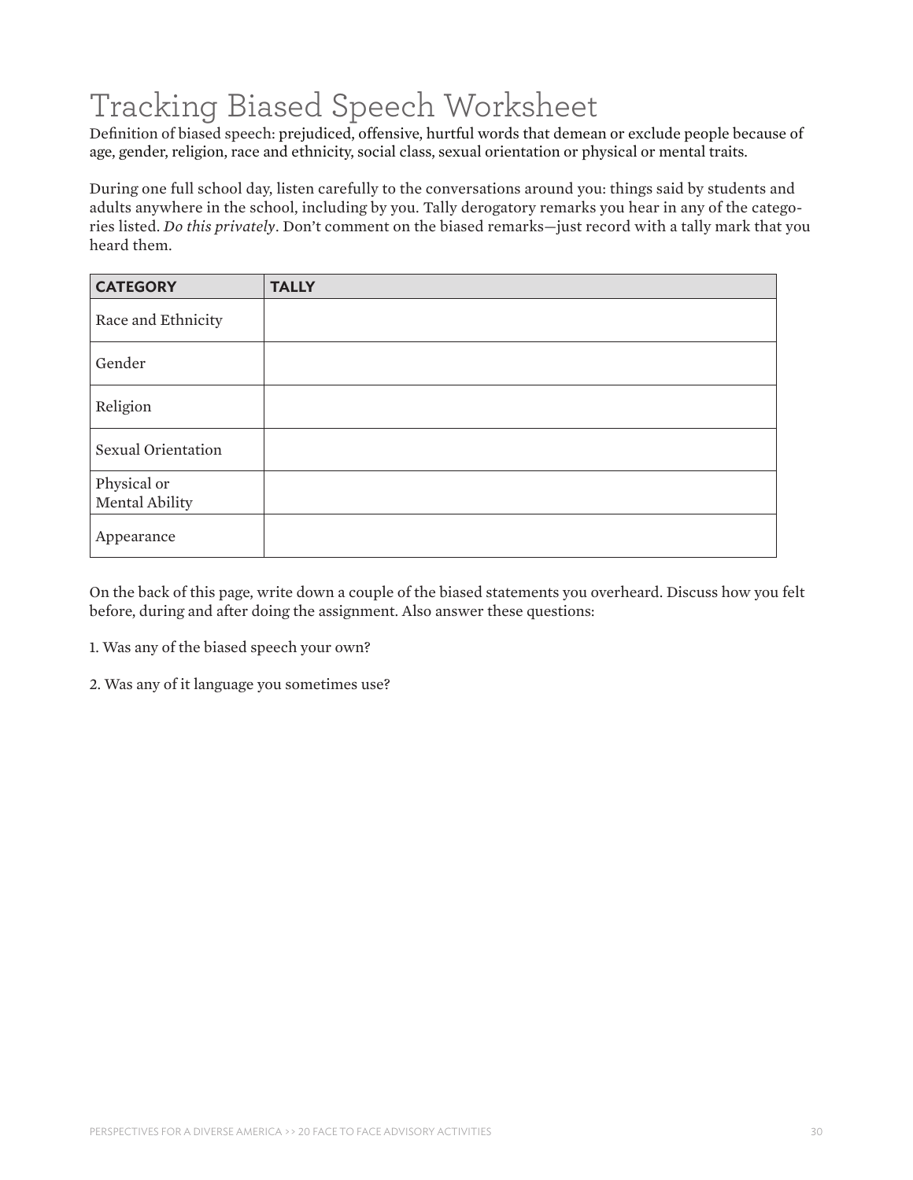# Tracking Biased Speech Worksheet

Definition of biased speech: prejudiced, offensive, hurtful words that demean or exclude people because of age, gender, religion, race and ethnicity, social class, sexual orientation or physical or mental traits.

During one full school day, listen carefully to the conversations around you: things said by students and adults anywhere in the school, including by you. Tally derogatory remarks you hear in any of the categories listed. *Do this privately*. Don't comment on the biased remarks—just record with a tally mark that you heard them.

| CATEGORY | TALLY |
|---|---|
| Race and Ethnicity | |
| Gender | |
| Religion | |
| Sexual Orientation | |
| Physical or Mental Ability | |
| Appearance | |

On the back of this page, write down a couple of the biased statements you overheard. Discuss how you felt before, during and after doing the assignment. Also answer these questions:

1. Was any of the biased speech your own?

2. Was any of it language you sometimes use?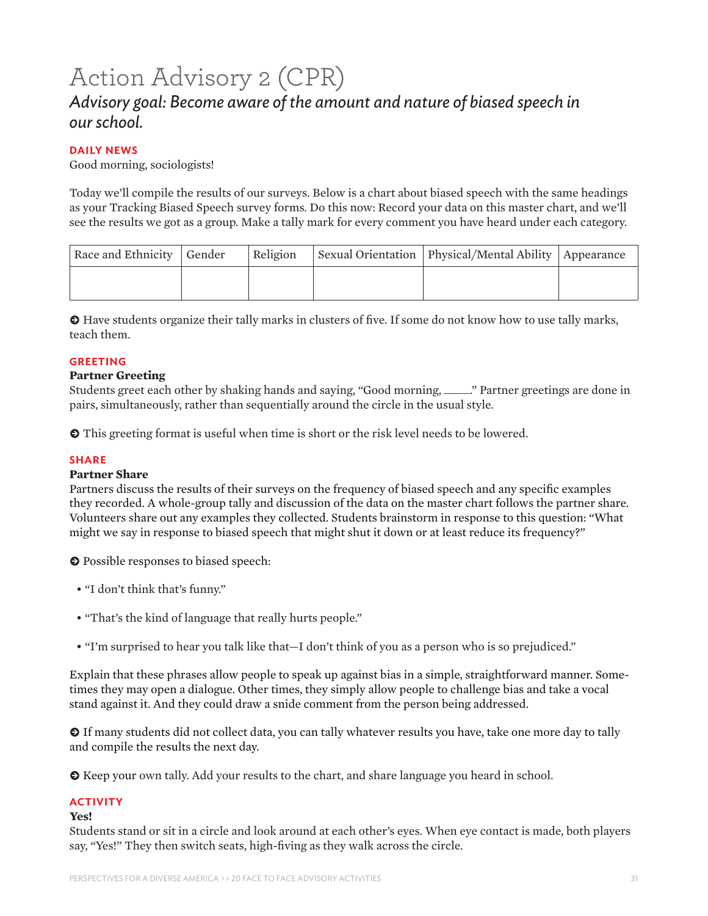# Action Advisory 2 (CPR)

## *Advisory goal: Become aware of the amount and nature of biased speech in our school.*

### DAILY NEWS

Good morning, sociologists!

Today we'll compile the results of our surveys. Below is a chart about biased speech with the same headings as your Tracking Biased Speech survey forms. Do this now: Record your data on this master chart, and we'll see the results we got as a group. Make a tally mark for every comment you have heard under each category.

| Race and Ethnicity | Gender | Religion | Sexual Orientation | Physical/Mental Ability | Appearance |
|---|---|---|---|---|---|
| | | | | | |

➲ Have students organize their tally marks in clusters of five. If some do not know how to use tally marks, teach them.

### GREETING

**Partner Greeting**

Students greet each other by shaking hands and saying, "Good morning, \_\_\_\_." Partner greetings are done in pairs, simultaneously, rather than sequentially around the circle in the usual style.

➲ This greeting format is useful when time is short or the risk level needs to be lowered.

### SHARE

**Partner Share**

Partners discuss the results of their surveys on the frequency of biased speech and any specific examples they recorded. A whole-group tally and discussion of the data on the master chart follows the partner share. Volunteers share out any examples they collected. Students brainstorm in response to this question: "What might we say in response to biased speech that might shut it down or at least reduce its frequency?"

➲ Possible responses to biased speech:

- "I don't think that's funny."
- "That's the kind of language that really hurts people."
- "I'm surprised to hear you talk like that—I don't think of you as a person who is so prejudiced."

Explain that these phrases allow people to speak up against bias in a simple, straightforward manner. Sometimes they may open a dialogue. Other times, they simply allow people to challenge bias and take a vocal stand against it. And they could draw a snide comment from the person being addressed.

➲ If many students did not collect data, you can tally whatever results you have, take one more day to tally and compile the results the next day.

➲ Keep your own tally. Add your results to the chart, and share language you heard in school.

### ACTIVITY

**Yes!**

Students stand or sit in a circle and look around at each other's eyes. When eye contact is made, both players say, "Yes!" They then switch seats, high-fiving as they walk across the circle.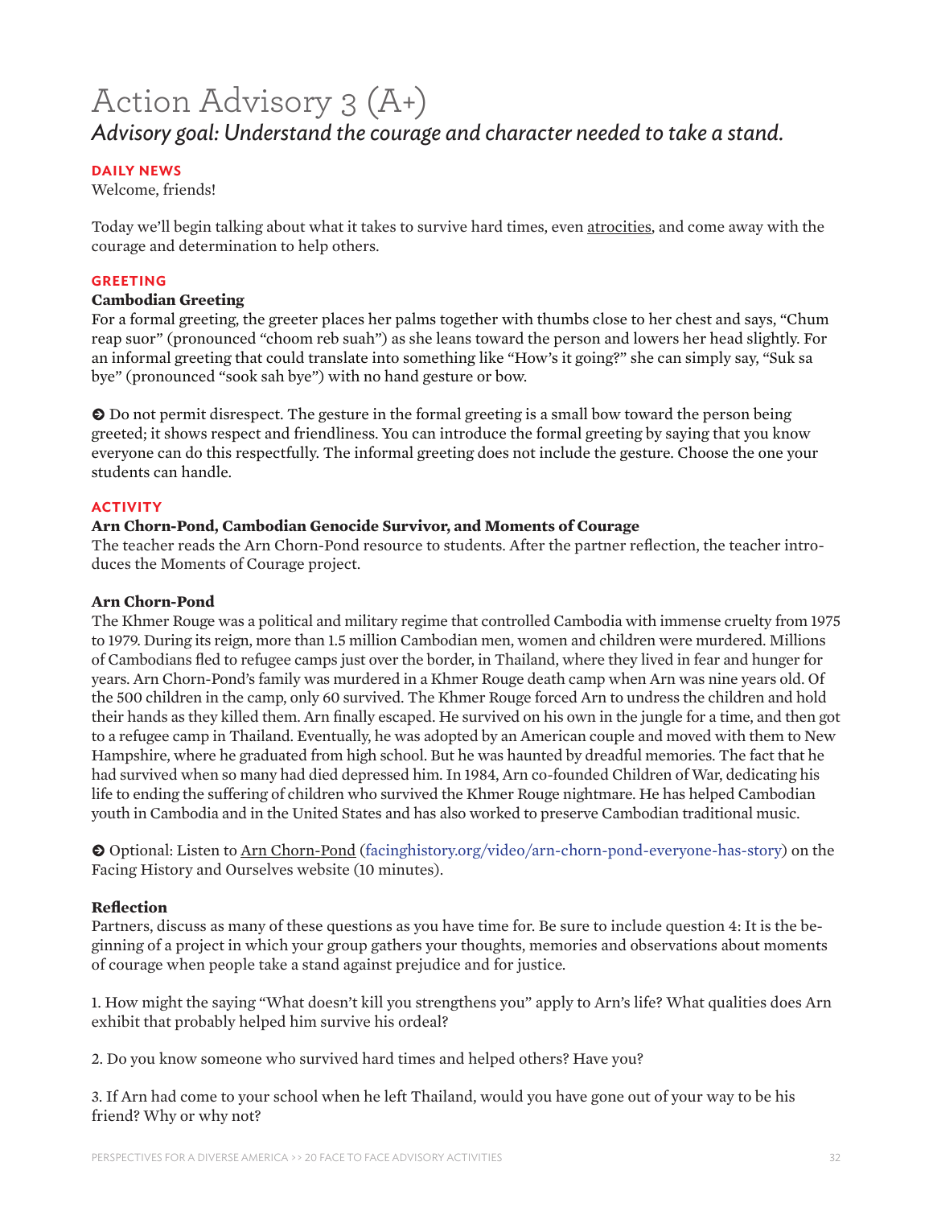# Action Advisory 3 (A+)

*Advisory goal: Understand the courage and character needed to take a stand.*

**DAILY NEWS**

Welcome, friends!

Today we'll begin talking about what it takes to survive hard times, even atrocities, and come away with the courage and determination to help others.

**GREETING**

**Cambodian Greeting**

For a formal greeting, the greeter places her palms together with thumbs close to her chest and says, "Chum reap suor" (pronounced "choom reb suah") as she leans toward the person and lowers her head slightly. For an informal greeting that could translate into something like "How's it going?" she can simply say, "Suk sa bye" (pronounced "sook sah bye") with no hand gesture or bow.

➔ Do not permit disrespect. The gesture in the formal greeting is a small bow toward the person being greeted; it shows respect and friendliness. You can introduce the formal greeting by saying that you know everyone can do this respectfully. The informal greeting does not include the gesture. Choose the one your students can handle.

**ACTIVITY**

**Arn Chorn-Pond, Cambodian Genocide Survivor, and Moments of Courage**

The teacher reads the Arn Chorn-Pond resource to students. After the partner reflection, the teacher introduces the Moments of Courage project.

**Arn Chorn-Pond**

The Khmer Rouge was a political and military regime that controlled Cambodia with immense cruelty from 1975 to 1979. During its reign, more than 1.5 million Cambodian men, women and children were murdered. Millions of Cambodians fled to refugee camps just over the border, in Thailand, where they lived in fear and hunger for years. Arn Chorn-Pond's family was murdered in a Khmer Rouge death camp when Arn was nine years old. Of the 500 children in the camp, only 60 survived. The Khmer Rouge forced Arn to undress the children and hold their hands as they killed them. Arn finally escaped. He survived on his own in the jungle for a time, and then got to a refugee camp in Thailand. Eventually, he was adopted by an American couple and moved with them to New Hampshire, where he graduated from high school. But he was haunted by dreadful memories. The fact that he had survived when so many had died depressed him. In 1984, Arn co-founded Children of War, dedicating his life to ending the suffering of children who survived the Khmer Rouge nightmare. He has helped Cambodian youth in Cambodia and in the United States and has also worked to preserve Cambodian traditional music.

➔ Optional: Listen to Arn Chorn-Pond (facinghistory.org/video/arn-chorn-pond-everyone-has-story) on the Facing History and Ourselves website (10 minutes).

**Reflection**

Partners, discuss as many of these questions as you have time for. Be sure to include question 4: It is the beginning of a project in which your group gathers your thoughts, memories and observations about moments of courage when people take a stand against prejudice and for justice.

1. How might the saying "What doesn't kill you strengthens you" apply to Arn's life? What qualities does Arn exhibit that probably helped him survive his ordeal?

2. Do you know someone who survived hard times and helped others? Have you?

3. If Arn had come to your school when he left Thailand, would you have gone out of your way to be his friend? Why or why not?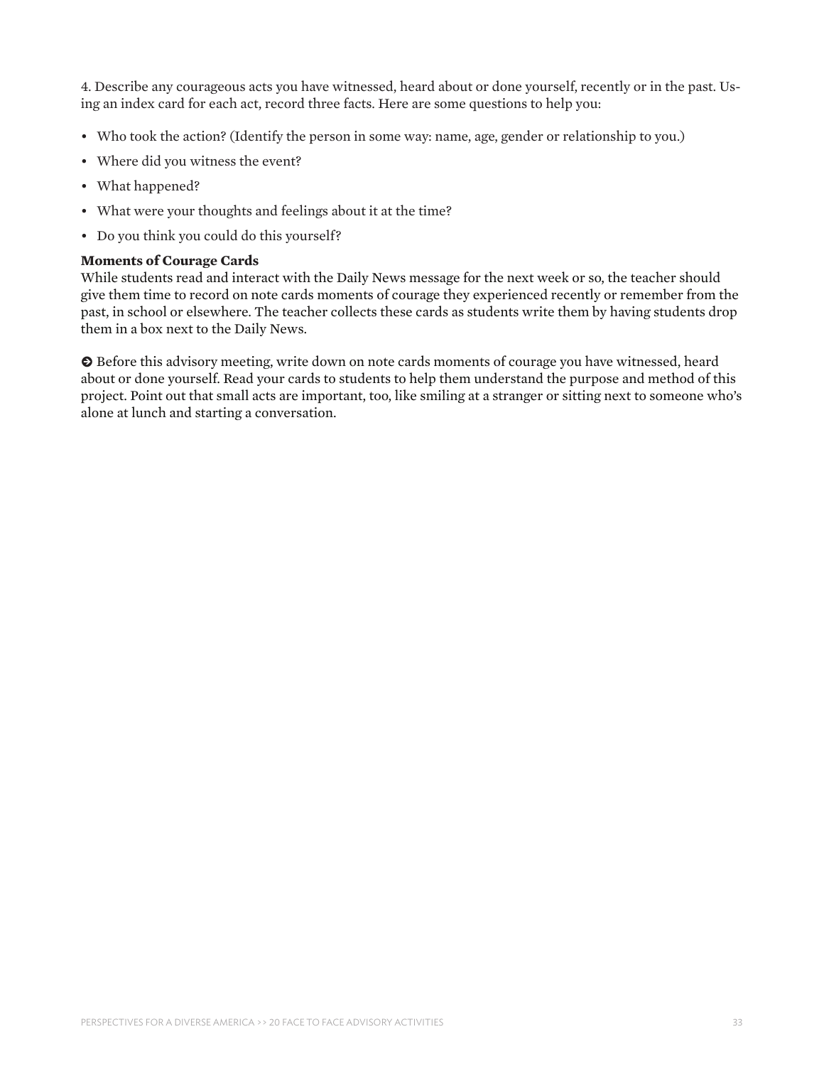4. Describe any courageous acts you have witnessed, heard about or done yourself, recently or in the past. Using an index card for each act, record three facts. Here are some questions to help you:

- Who took the action? (Identify the person in some way: name, age, gender or relationship to you.)
- Where did you witness the event?
- What happened?
- What were your thoughts and feelings about it at the time?
- Do you think you could do this yourself?

**Moments of Courage Cards**
While students read and interact with the Daily News message for the next week or so, the teacher should give them time to record on note cards moments of courage they experienced recently or remember from the past, in school or elsewhere. The teacher collects these cards as students write them by having students drop them in a box next to the Daily News.

➔ Before this advisory meeting, write down on note cards moments of courage you have witnessed, heard about or done yourself. Read your cards to students to help them understand the purpose and method of this project. Point out that small acts are important, too, like smiling at a stranger or sitting next to someone who's alone at lunch and starting a conversation.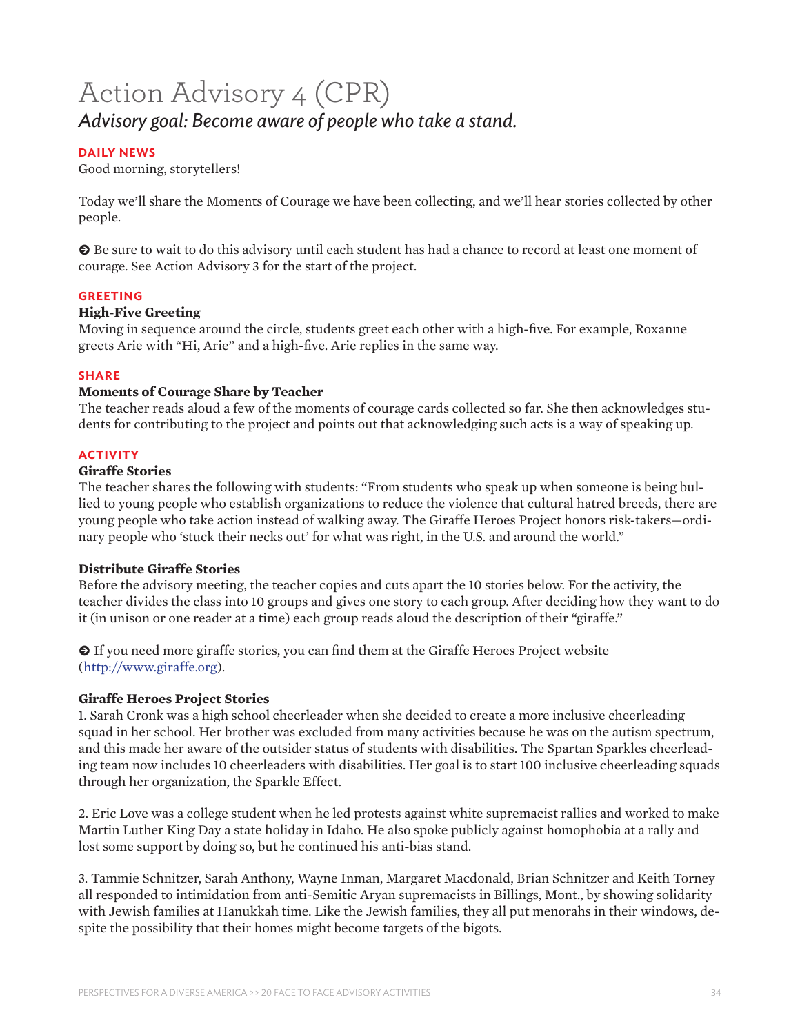# Action Advisory 4 (CPR)

## *Advisory goal: Become aware of people who take a stand.*

### DAILY NEWS

Good morning, storytellers!

Today we'll share the Moments of Courage we have been collecting, and we'll hear stories collected by other people.

➔ Be sure to wait to do this advisory until each student has had a chance to record at least one moment of courage. See Action Advisory 3 for the start of the project.

### GREETING

**High-Five Greeting**

Moving in sequence around the circle, students greet each other with a high-five. For example, Roxanne greets Arie with "Hi, Arie" and a high-five. Arie replies in the same way.

### SHARE

**Moments of Courage Share by Teacher**

The teacher reads aloud a few of the moments of courage cards collected so far. She then acknowledges students for contributing to the project and points out that acknowledging such acts is a way of speaking up.

### ACTIVITY

**Giraffe Stories**

The teacher shares the following with students: "From students who speak up when someone is being bullied to young people who establish organizations to reduce the violence that cultural hatred breeds, there are young people who take action instead of walking away. The Giraffe Heroes Project honors risk-takers—ordinary people who 'stuck their necks out' for what was right, in the U.S. and around the world."

**Distribute Giraffe Stories**

Before the advisory meeting, the teacher copies and cuts apart the 10 stories below. For the activity, the teacher divides the class into 10 groups and gives one story to each group. After deciding how they want to do it (in unison or one reader at a time) each group reads aloud the description of their "giraffe."

➔ If you need more giraffe stories, you can find them at the Giraffe Heroes Project website (http://www.giraffe.org).

**Giraffe Heroes Project Stories**

1. Sarah Cronk was a high school cheerleader when she decided to create a more inclusive cheerleading squad in her school. Her brother was excluded from many activities because he was on the autism spectrum, and this made her aware of the outsider status of students with disabilities. The Spartan Sparkles cheerleading team now includes 10 cheerleaders with disabilities. Her goal is to start 100 inclusive cheerleading squads through her organization, the Sparkle Effect.

2. Eric Love was a college student when he led protests against white supremacist rallies and worked to make Martin Luther King Day a state holiday in Idaho. He also spoke publicly against homophobia at a rally and lost some support by doing so, but he continued his anti-bias stand.

3. Tammie Schnitzer, Sarah Anthony, Wayne Inman, Margaret Macdonald, Brian Schnitzer and Keith Torney all responded to intimidation from anti-Semitic Aryan supremacists in Billings, Mont., by showing solidarity with Jewish families at Hanukkah time. Like the Jewish families, they all put menorahs in their windows, despite the possibility that their homes might become targets of the bigots.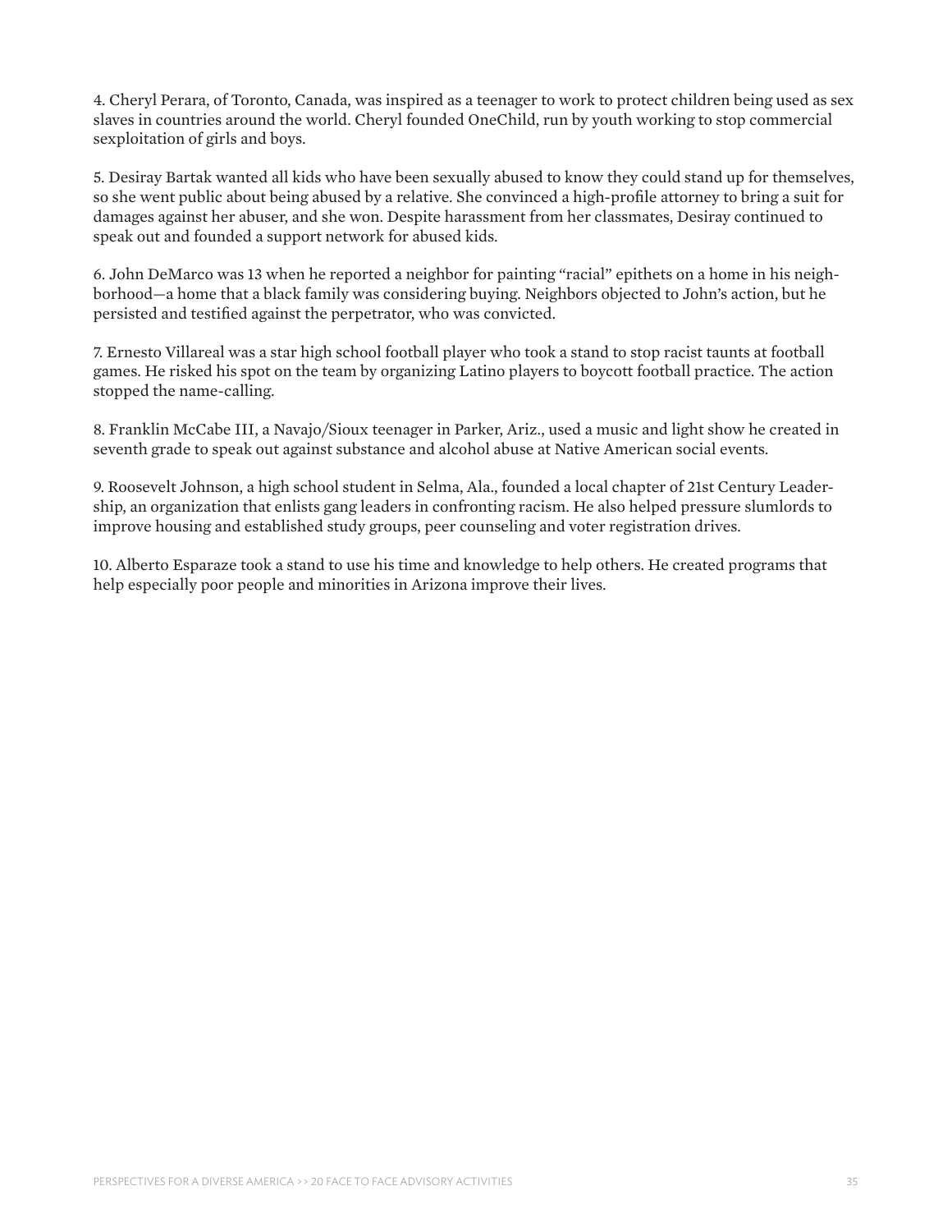4. Cheryl Perara, of Toronto, Canada, was inspired as a teenager to work to protect children being used as sex slaves in countries around the world. Cheryl founded OneChild, run by youth working to stop commercial sexploitation of girls and boys.

5. Desiray Bartak wanted all kids who have been sexually abused to know they could stand up for themselves, so she went public about being abused by a relative. She convinced a high-profile attorney to bring a suit for damages against her abuser, and she won. Despite harassment from her classmates, Desiray continued to speak out and founded a support network for abused kids.

6. John DeMarco was 13 when he reported a neighbor for painting "racial" epithets on a home in his neighborhood—a home that a black family was considering buying. Neighbors objected to John's action, but he persisted and testified against the perpetrator, who was convicted.

7. Ernesto Villareal was a star high school football player who took a stand to stop racist taunts at football games. He risked his spot on the team by organizing Latino players to boycott football practice. The action stopped the name-calling.

8. Franklin McCabe III, a Navajo/Sioux teenager in Parker, Ariz., used a music and light show he created in seventh grade to speak out against substance and alcohol abuse at Native American social events.

9. Roosevelt Johnson, a high school student in Selma, Ala., founded a local chapter of 21st Century Leadership, an organization that enlists gang leaders in confronting racism. He also helped pressure slumlords to improve housing and established study groups, peer counseling and voter registration drives.

10. Alberto Esparaze took a stand to use his time and knowledge to help others. He created programs that help especially poor people and minorities in Arizona improve their lives.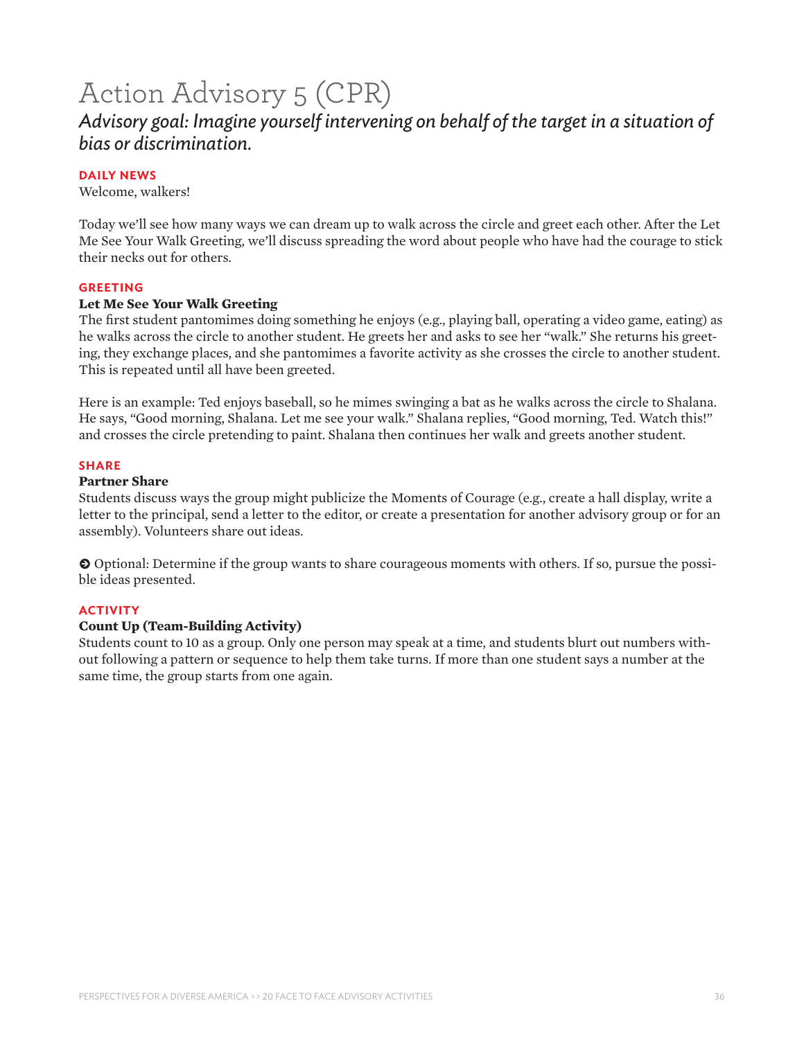# Action Advisory 5 (CPR)

## *Advisory goal: Imagine yourself intervening on behalf of the target in a situation of bias or discrimination.*

### DAILY NEWS

Welcome, walkers!

Today we'll see how many ways we can dream up to walk across the circle and greet each other. After the Let Me See Your Walk Greeting, we'll discuss spreading the word about people who have had the courage to stick their necks out for others.

### GREETING

**Let Me See Your Walk Greeting**

The first student pantomimes doing something he enjoys (e.g., playing ball, operating a video game, eating) as he walks across the circle to another student. He greets her and asks to see her "walk." She returns his greeting, they exchange places, and she pantomimes a favorite activity as she crosses the circle to another student. This is repeated until all have been greeted.

Here is an example: Ted enjoys baseball, so he mimes swinging a bat as he walks across the circle to Shalana. He says, "Good morning, Shalana. Let me see your walk." Shalana replies, "Good morning, Ted. Watch this!" and crosses the circle pretending to paint. Shalana then continues her walk and greets another student.

### SHARE

**Partner Share**

Students discuss ways the group might publicize the Moments of Courage (e.g., create a hall display, write a letter to the principal, send a letter to the editor, or create a presentation for another advisory group or for an assembly). Volunteers share out ideas.

➔ Optional: Determine if the group wants to share courageous moments with others. If so, pursue the possible ideas presented.

### ACTIVITY

**Count Up (Team-Building Activity)**

Students count to 10 as a group. Only one person may speak at a time, and students blurt out numbers without following a pattern or sequence to help them take turns. If more than one student says a number at the same time, the group starts from one again.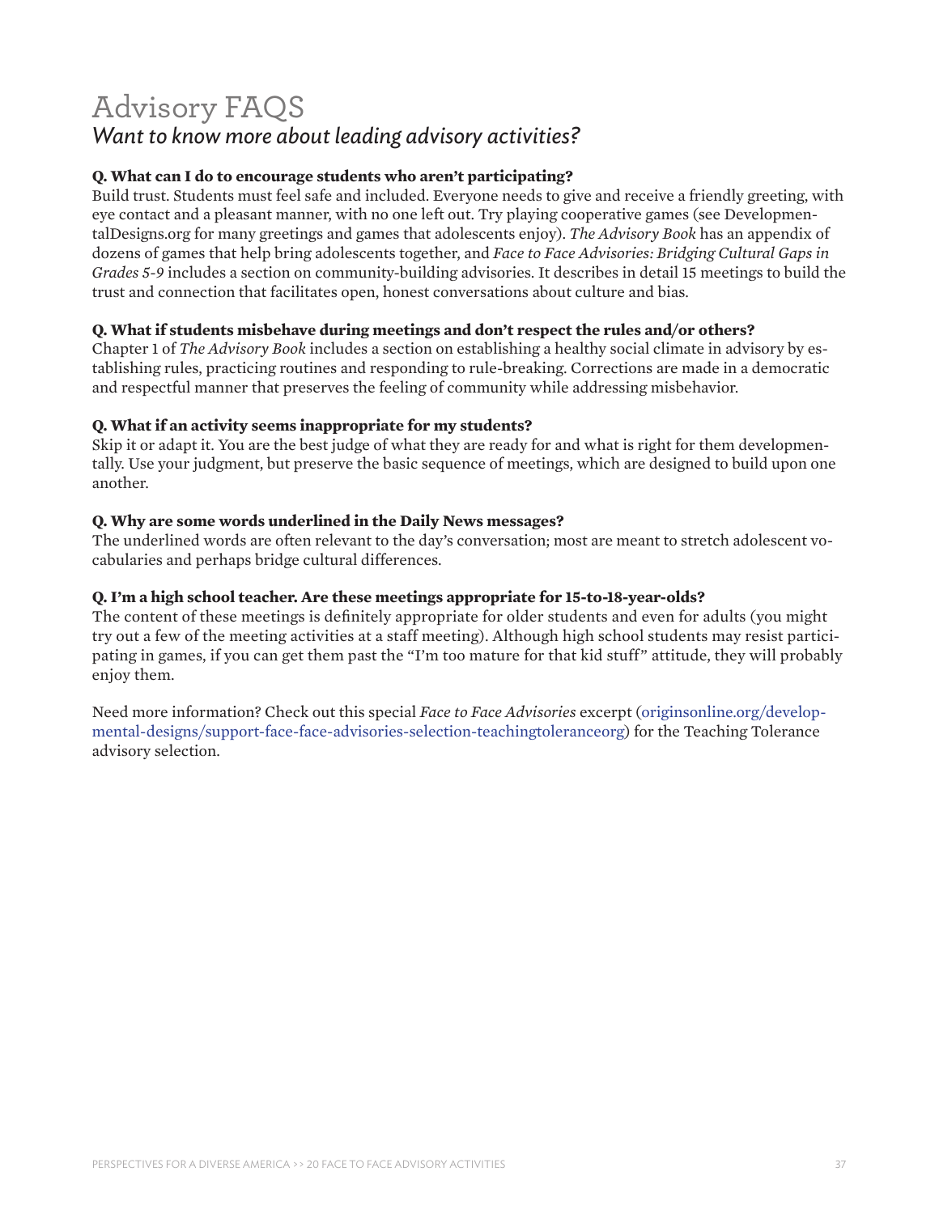# Advisory FAQS

## *Want to know more about leading advisory activities?*

**Q. What can I do to encourage students who aren't participating?**
Build trust. Students must feel safe and included. Everyone needs to give and receive a friendly greeting, with eye contact and a pleasant manner, with no one left out. Try playing cooperative games (see DevelopmentalDesigns.org for many greetings and games that adolescents enjoy). *The Advisory Book* has an appendix of dozens of games that help bring adolescents together, and *Face to Face Advisories: Bridging Cultural Gaps in Grades 5-9* includes a section on community-building advisories. It describes in detail 15 meetings to build the trust and connection that facilitates open, honest conversations about culture and bias.

**Q. What if students misbehave during meetings and don't respect the rules and/or others?**
Chapter 1 of *The Advisory Book* includes a section on establishing a healthy social climate in advisory by establishing rules, practicing routines and responding to rule-breaking. Corrections are made in a democratic and respectful manner that preserves the feeling of community while addressing misbehavior.

**Q. What if an activity seems inappropriate for my students?**
Skip it or adapt it. You are the best judge of what they are ready for and what is right for them developmentally. Use your judgment, but preserve the basic sequence of meetings, which are designed to build upon one another.

**Q. Why are some words underlined in the Daily News messages?**
The underlined words are often relevant to the day's conversation; most are meant to stretch adolescent vocabularies and perhaps bridge cultural differences.

**Q. I'm a high school teacher. Are these meetings appropriate for 15-to-18-year-olds?**
The content of these meetings is definitely appropriate for older students and even for adults (you might try out a few of the meeting activities at a staff meeting). Although high school students may resist participating in games, if you can get them past the "I'm too mature for that kid stuff" attitude, they will probably enjoy them.

Need more information? Check out this special *Face to Face Advisories* excerpt (originsonline.org/developmental-designs/support-face-face-advisories-selection-teachingtoleranceorg) for the Teaching Tolerance advisory selection.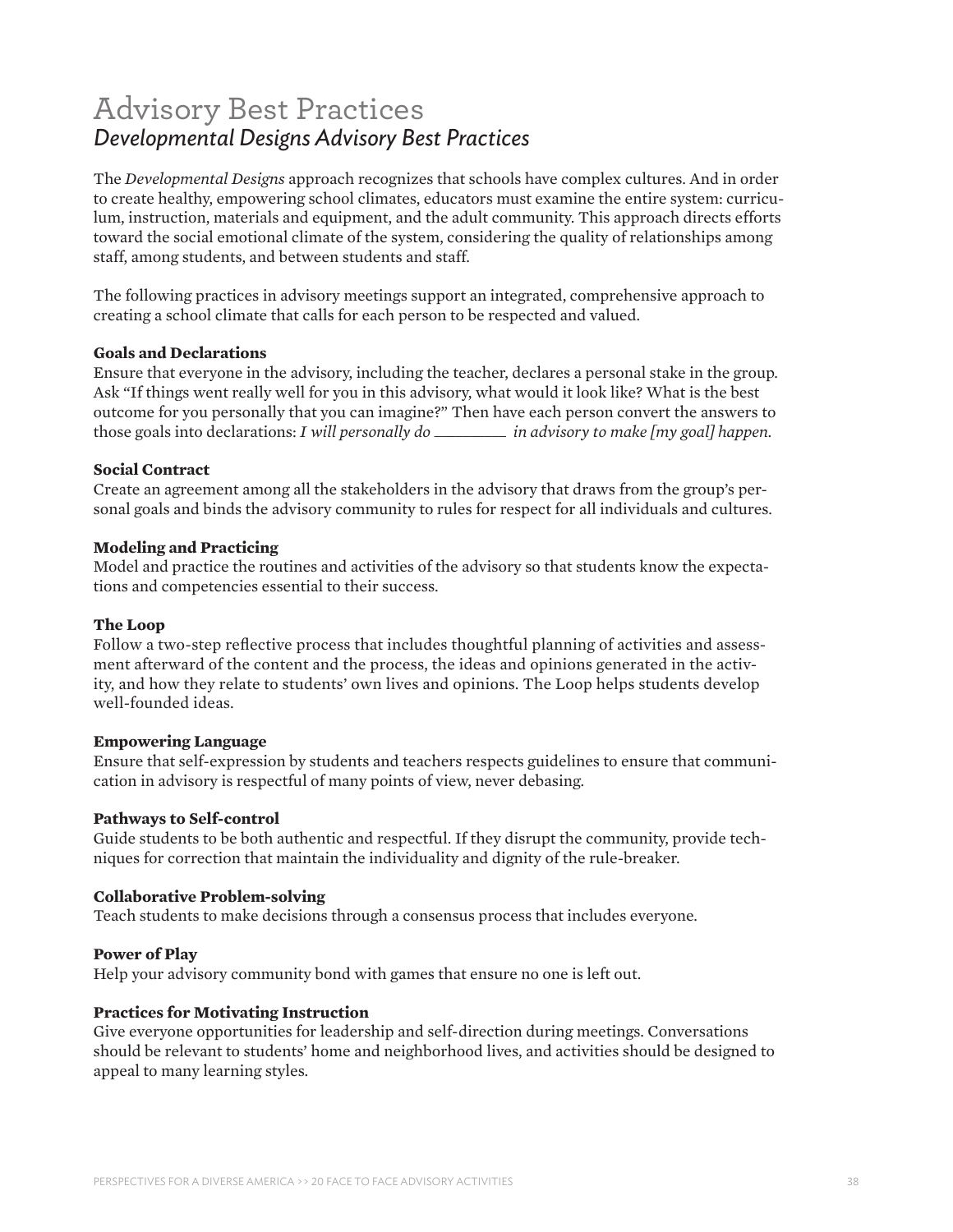# Advisory Best Practices

## *Developmental Designs Advisory Best Practices*

The *Developmental Designs* approach recognizes that schools have complex cultures. And in order to create healthy, empowering school climates, educators must examine the entire system: curriculum, instruction, materials and equipment, and the adult community. This approach directs efforts toward the social emotional climate of the system, considering the quality of relationships among staff, among students, and between students and staff.

The following practices in advisory meetings support an integrated, comprehensive approach to creating a school climate that calls for each person to be respected and valued.

**Goals and Declarations**

Ensure that everyone in the advisory, including the teacher, declares a personal stake in the group. Ask "If things went really well for you in this advisory, what would it look like? What is the best outcome for you personally that you can imagine?" Then have each person convert the answers to those goals into declarations: *I will personally do _________ in advisory to make [my goal] happen.*

**Social Contract**

Create an agreement among all the stakeholders in the advisory that draws from the group's personal goals and binds the advisory community to rules for respect for all individuals and cultures.

**Modeling and Practicing**

Model and practice the routines and activities of the advisory so that students know the expectations and competencies essential to their success.

**The Loop**

Follow a two-step reflective process that includes thoughtful planning of activities and assessment afterward of the content and the process, the ideas and opinions generated in the activity, and how they relate to students' own lives and opinions. The Loop helps students develop well-founded ideas.

**Empowering Language**

Ensure that self-expression by students and teachers respects guidelines to ensure that communication in advisory is respectful of many points of view, never debasing.

**Pathways to Self-control**

Guide students to be both authentic and respectful. If they disrupt the community, provide techniques for correction that maintain the individuality and dignity of the rule-breaker.

**Collaborative Problem-solving**

Teach students to make decisions through a consensus process that includes everyone.

**Power of Play**

Help your advisory community bond with games that ensure no one is left out.

**Practices for Motivating Instruction**

Give everyone opportunities for leadership and self-direction during meetings. Conversations should be relevant to students' home and neighborhood lives, and activities should be designed to appeal to many learning styles.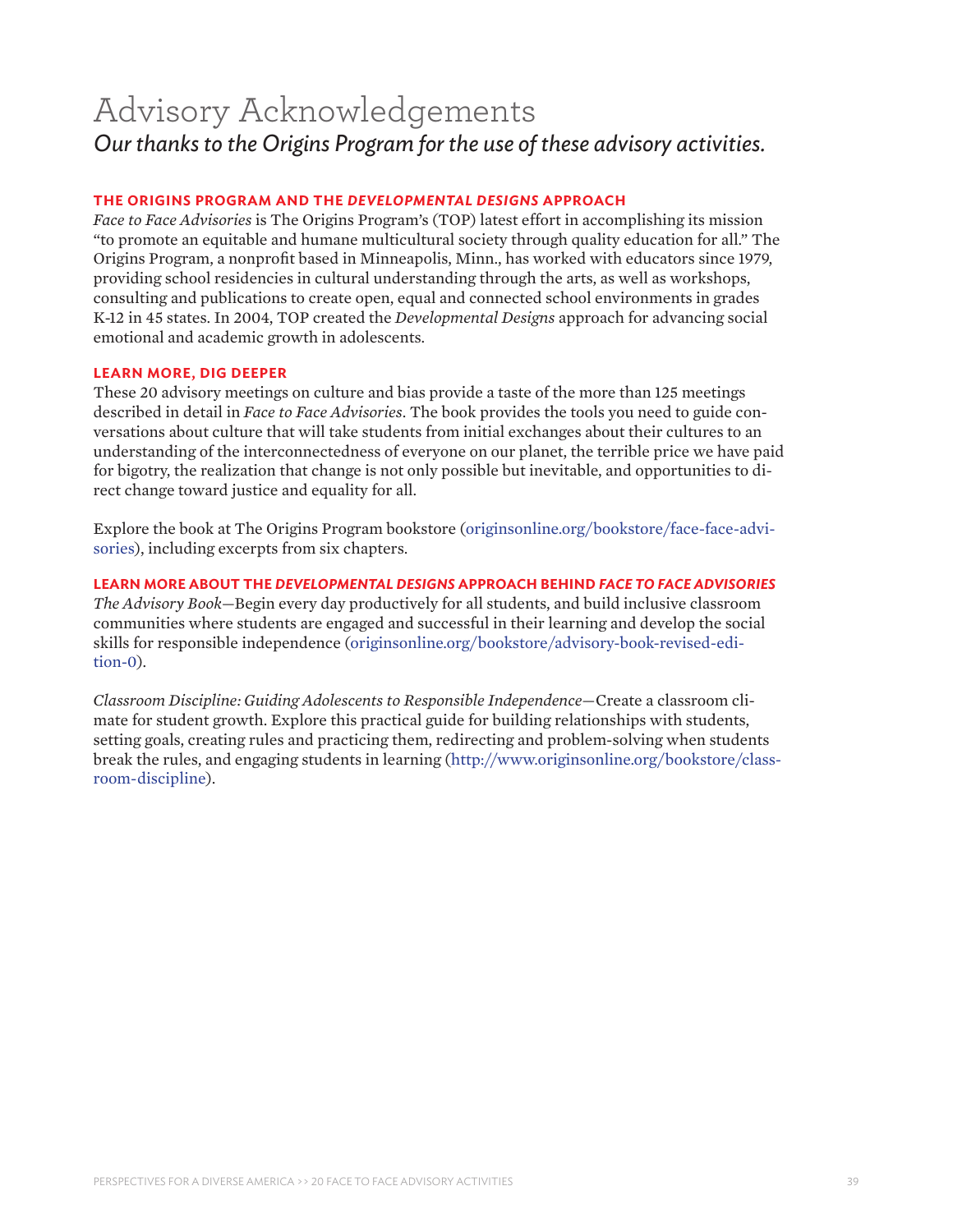# Advisory Acknowledgements

*Our thanks to the Origins Program for the use of these advisory activities.*

### THE ORIGINS PROGRAM AND THE *DEVELOPMENTAL DESIGNS* APPROACH

*Face to Face Advisories* is The Origins Program's (TOP) latest effort in accomplishing its mission "to promote an equitable and humane multicultural society through quality education for all." The Origins Program, a nonprofit based in Minneapolis, Minn., has worked with educators since 1979, providing school residencies in cultural understanding through the arts, as well as workshops, consulting and publications to create open, equal and connected school environments in grades K-12 in 45 states. In 2004, TOP created the *Developmental Designs* approach for advancing social emotional and academic growth in adolescents.

### LEARN MORE, DIG DEEPER

These 20 advisory meetings on culture and bias provide a taste of the more than 125 meetings described in detail in *Face to Face Advisories*. The book provides the tools you need to guide conversations about culture that will take students from initial exchanges about their cultures to an understanding of the interconnectedness of everyone on our planet, the terrible price we have paid for bigotry, the realization that change is not only possible but inevitable, and opportunities to direct change toward justice and equality for all.

Explore the book at The Origins Program bookstore (originsonline.org/bookstore/face-face-advisories), including excerpts from six chapters.

### LEARN MORE ABOUT THE *DEVELOPMENTAL DESIGNS* APPROACH BEHIND *FACE TO FACE ADVISORIES*

*The Advisory Book*—Begin every day productively for all students, and build inclusive classroom communities where students are engaged and successful in their learning and develop the social skills for responsible independence (originsonline.org/bookstore/advisory-book-revised-edition-0).

*Classroom Discipline: Guiding Adolescents to Responsible Independence*—Create a classroom climate for student growth. Explore this practical guide for building relationships with students, setting goals, creating rules and practicing them, redirecting and problem-solving when students break the rules, and engaging students in learning (http://www.originsonline.org/bookstore/classroom-discipline).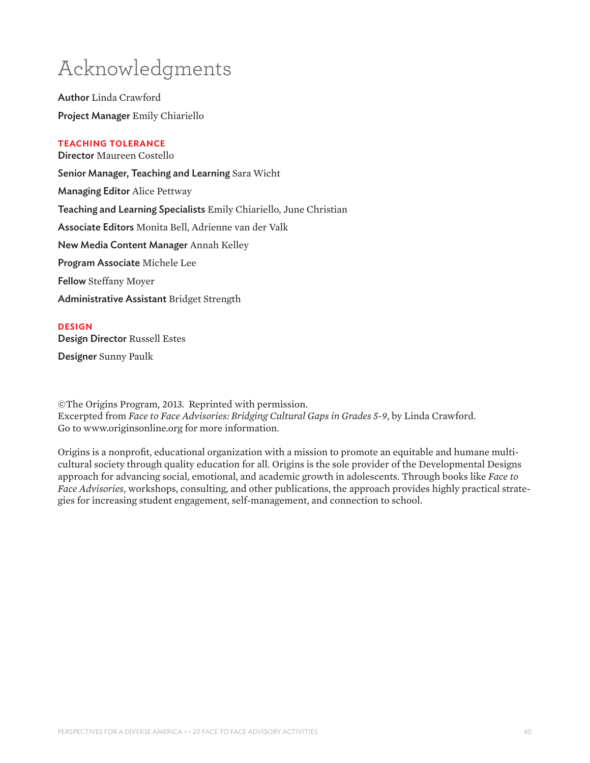# Acknowledgments

**Author** Linda Crawford

**Project Manager** Emily Chiariello

**TEACHING TOLERANCE**

**Director** Maureen Costello

**Senior Manager, Teaching and Learning** Sara Wicht

**Managing Editor** Alice Pettway

**Teaching and Learning Specialists** Emily Chiariello, June Christian

**Associate Editors** Monita Bell, Adrienne van der Valk

**New Media Content Manager** Annah Kelley

**Program Associate** Michele Lee

**Fellow** Steffany Moyer

**Administrative Assistant** Bridget Strength

**DESIGN**

**Design Director** Russell Estes

**Designer** Sunny Paulk

©The Origins Program, 2013. Reprinted with permission.
Excerpted from *Face to Face Advisories: Bridging Cultural Gaps in Grades 5-9*, by Linda Crawford.
Go to www.originsonline.org for more information.

Origins is a nonprofit, educational organization with a mission to promote an equitable and humane multicultural society through quality education for all. Origins is the sole provider of the Developmental Designs approach for advancing social, emotional, and academic growth in adolescents. Through books like *Face to Face Advisories*, workshops, consulting, and other publications, the approach provides highly practical strategies for increasing student engagement, self-management, and connection to school.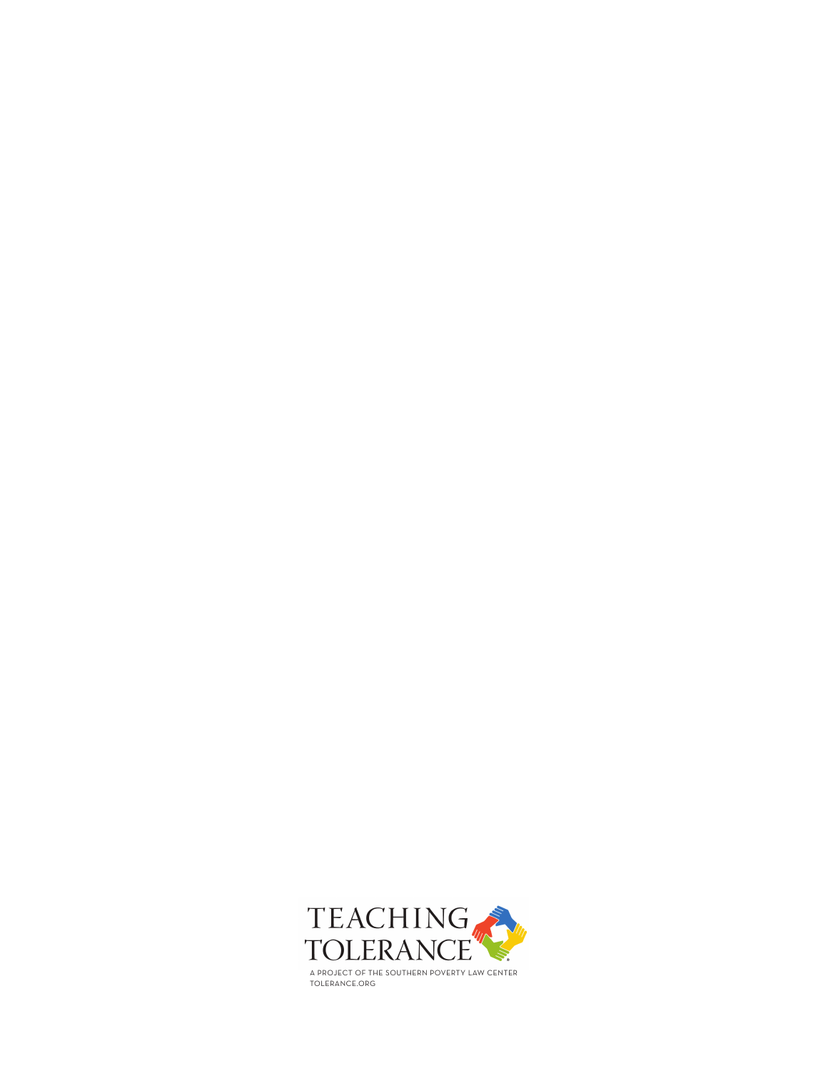TEACHING TOLERANCE

A PROJECT OF THE SOUTHERN POVERTY LAW CENTER
TOLERANCE.ORG